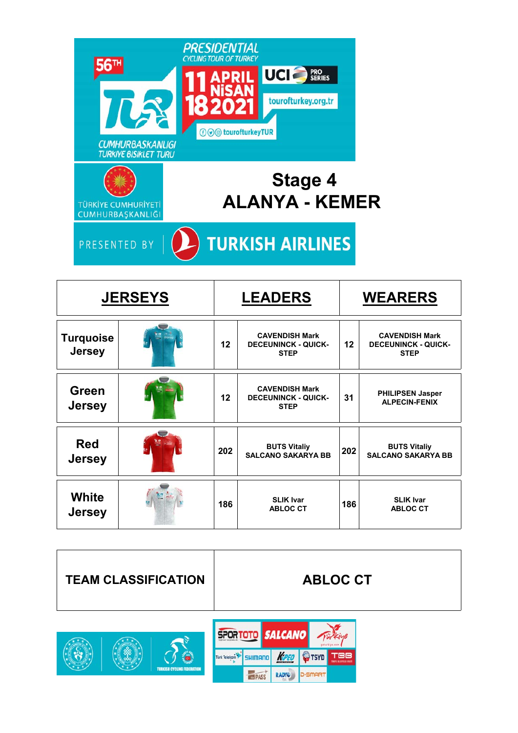56TH

PRESIDENTIAL CYCLING TOUR OF TURKEY

11-18 APRIL / NİSAN 2021

UCI PRO SERIES

tourofturkey.org.tr

tourofturkeyTUR

CUMHURBAŞKANLIĞI TÜRKİYE BİSİKLET TURU

TÜRKİYE CUMHURİYETİ CUMHURBAŞKANLIĞI

# Stage 4
# ALANYA - KEMER

PRESENTED BY TURKISH AIRLINES

| JERSEYS | | LEADERS | | WEARERS | |
|---|---|---|---|---|---|
| Turquoise Jersey | | 12 | CAVENDISH Mark DECEUNINCK - QUICK-STEP | 12 | CAVENDISH Mark DECEUNINCK - QUICK-STEP |
| Green Jersey | | 12 | CAVENDISH Mark DECEUNINCK - QUICK-STEP | 31 | PHILIPSEN Jasper ALPECIN-FENIX |
| Red Jersey | | 202 | BUTS Vitaliy SALCANO SAKARYA BB | 202 | BUTS Vitaliy SALCANO SAKARYA BB |
| White Jersey | | 186 | SLIK Ivar ABLOC CT | 186 | SLIK Ivar ABLOC CT |

| TEAM CLASSIFICATION | ABLOC CT |
|---|---|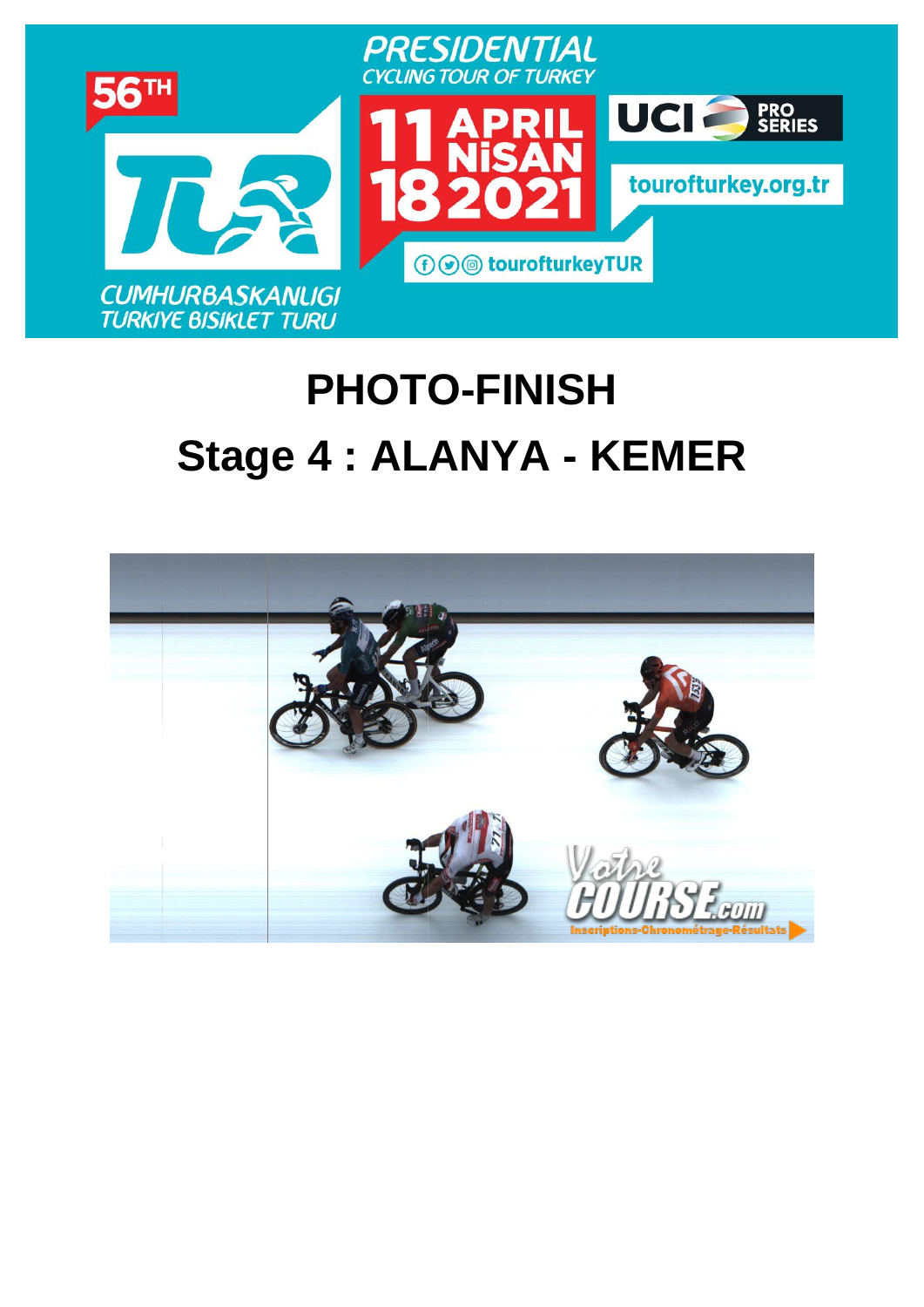# PHOTO-FINISH

## Stage 4 : ALANYA - KEMER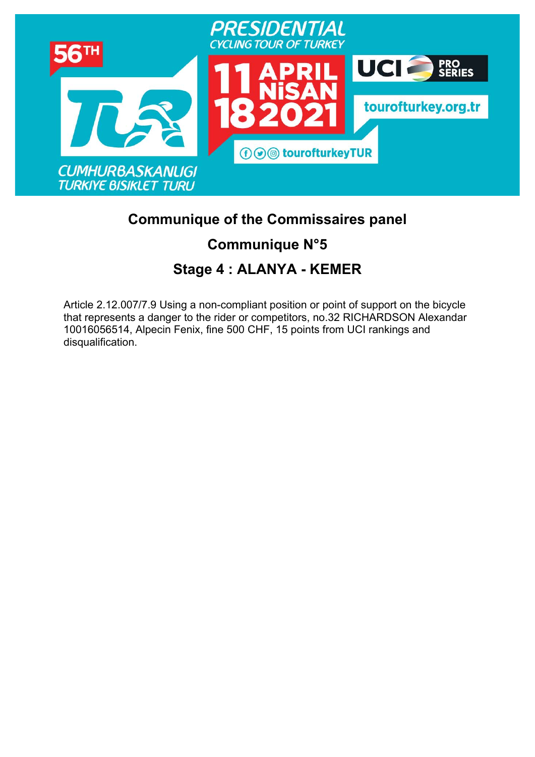PRESIDENTIAL CYCLING TOUR OF TURKEY

56TH

CUMHURBASKANLIGI TURKIYE BISIKLET TURU

11 APRIL NİSAN 18 2021

UCI PRO SERIES

tourofturkey.org.tr

tourofturkeyTUR

## Communique of the Commissaires panel

## Communique N°5

## Stage 4 : ALANYA - KEMER

Article 2.12.007/7.9 Using a non-compliant position or point of support on the bicycle that represents a danger to the rider or competitors, no.32 RICHARDSON Alexandar 10016056514, Alpecin Fenix, fine 500 CHF, 15 points from UCI rankings and disqualification.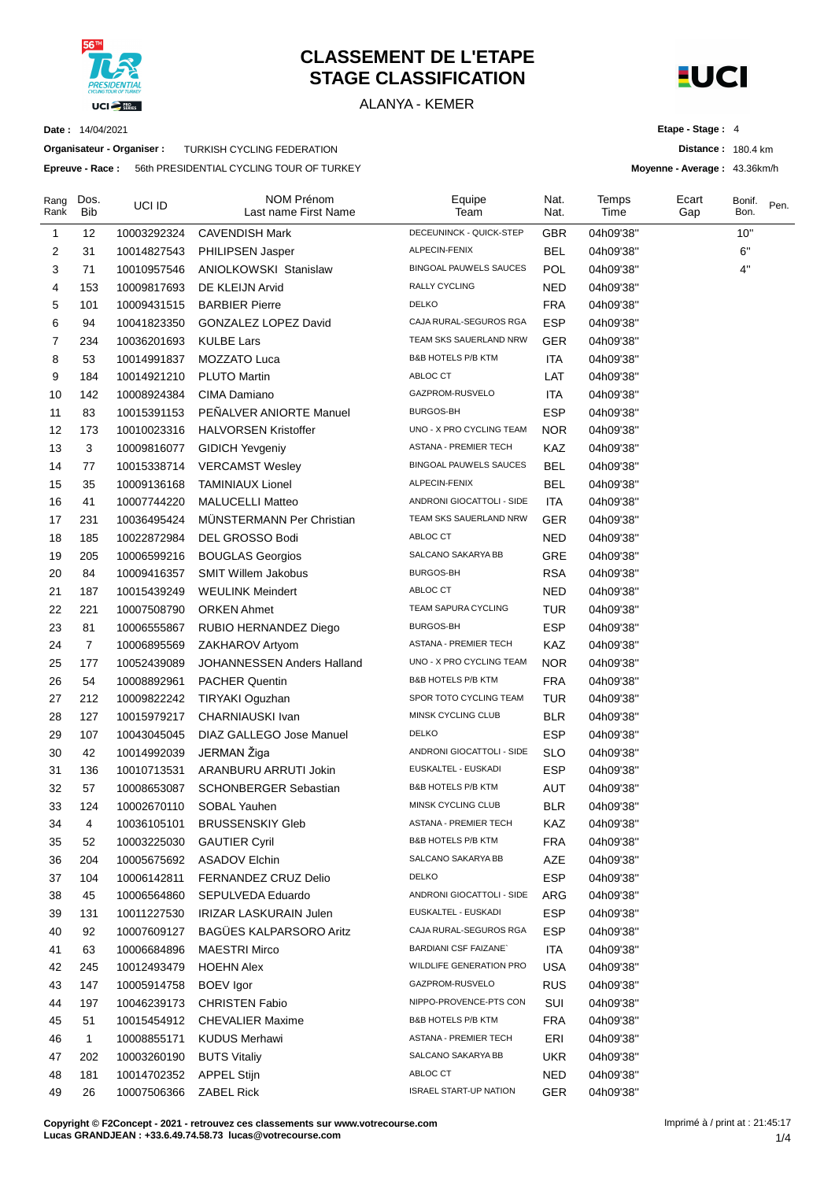# CLASSEMENT DE L'ETAPE
# STAGE CLASSIFICATION

ALANYA - KEMER

**Date :** 14/04/2021

**Organisateur - Organiser :** TURKISH CYCLING FEDERATION

**Epreuve - Race :** 56th PRESIDENTIAL CYCLING TOUR OF TURKEY

**Etape - Stage :** 4

**Distance :** 180.4 km

**Moyenne - Average :** 43.36km/h

| Rang Rank | Dos. Bib | UCI ID | NOM Prénom Last name First Name | Equipe Team | Nat. Nat. | Temps Time | Ecart Gap | Bonif. Bon. | Pen. |
|---|---|---|---|---|---|---|---|---|---|
| 1 | 12 | 10003292324 | CAVENDISH Mark | DECEUNINCK - QUICK-STEP | GBR | 04h09'38'' | | 10'' | |
| 2 | 31 | 10014827543 | PHILIPSEN Jasper | ALPECIN-FENIX | BEL | 04h09'38'' | | 6'' | |
| 3 | 71 | 10010957546 | ANIOLKOWSKI Stanislaw | BINGOAL PAUWELS SAUCES | POL | 04h09'38'' | | 4'' | |
| 4 | 153 | 10009817693 | DE KLEIJN Arvid | RALLY CYCLING | NED | 04h09'38'' | | | |
| 5 | 101 | 10009431515 | BARBIER Pierre | DELKO | FRA | 04h09'38'' | | | |
| 6 | 94 | 10041823350 | GONZALEZ LOPEZ David | CAJA RURAL-SEGUROS RGA | ESP | 04h09'38'' | | | |
| 7 | 234 | 10036201693 | KULBE Lars | TEAM SKS SAUERLAND NRW | GER | 04h09'38'' | | | |
| 8 | 53 | 10014991837 | MOZZATO Luca | B&B HOTELS P/B KTM | ITA | 04h09'38'' | | | |
| 9 | 184 | 10014921210 | PLUTO Martin | ABLOC CT | LAT | 04h09'38'' | | | |
| 10 | 142 | 10008924384 | CIMA Damiano | GAZPROM-RUSVELO | ITA | 04h09'38'' | | | |
| 11 | 83 | 10015391153 | PEÑALVER ANIORTE Manuel | BURGOS-BH | ESP | 04h09'38'' | | | |
| 12 | 173 | 10010023316 | HALVORSEN Kristoffer | UNO - X PRO CYCLING TEAM | NOR | 04h09'38'' | | | |
| 13 | 3 | 10009816077 | GIDICH Yevgeniy | ASTANA - PREMIER TECH | KAZ | 04h09'38'' | | | |
| 14 | 77 | 10015338714 | VERCAMST Wesley | BINGOAL PAUWELS SAUCES | BEL | 04h09'38'' | | | |
| 15 | 35 | 10009136168 | TAMINIAUX Lionel | ALPECIN-FENIX | BEL | 04h09'38'' | | | |
| 16 | 41 | 10007744220 | MALUCELLI Matteo | ANDRONI GIOCATTOLI - SIDE | ITA | 04h09'38'' | | | |
| 17 | 231 | 10036495424 | MÜNSTERMANN Per Christian | TEAM SKS SAUERLAND NRW | GER | 04h09'38'' | | | |
| 18 | 185 | 10022872984 | DEL GROSSO Bodi | ABLOC CT | NED | 04h09'38'' | | | |
| 19 | 205 | 10006599216 | BOUGLAS Georgios | SALCANO SAKARYA BB | GRE | 04h09'38'' | | | |
| 20 | 84 | 10009416357 | SMIT Willem Jakobus | BURGOS-BH | RSA | 04h09'38'' | | | |
| 21 | 187 | 10015439249 | WEULINK Meindert | ABLOC CT | NED | 04h09'38'' | | | |
| 22 | 221 | 10007508790 | ORKEN Ahmet | TEAM SAPURA CYCLING | TUR | 04h09'38'' | | | |
| 23 | 81 | 10006555867 | RUBIO HERNANDEZ Diego | BURGOS-BH | ESP | 04h09'38'' | | | |
| 24 | 7 | 10006895569 | ZAKHAROV Artyom | ASTANA - PREMIER TECH | KAZ | 04h09'38'' | | | |
| 25 | 177 | 10052439089 | JOHANNESSEN Anders Halland | UNO - X PRO CYCLING TEAM | NOR | 04h09'38'' | | | |
| 26 | 54 | 10008892961 | PACHER Quentin | B&B HOTELS P/B KTM | FRA | 04h09'38'' | | | |
| 27 | 212 | 10009822242 | TIRYAKI Oguzhan | SPOR TOTO CYCLING TEAM | TUR | 04h09'38'' | | | |
| 28 | 127 | 10015979217 | CHARNIAUSKI Ivan | MINSK CYCLING CLUB | BLR | 04h09'38'' | | | |
| 29 | 107 | 10043045045 | DIAZ GALLEGO Jose Manuel | DELKO | ESP | 04h09'38'' | | | |
| 30 | 42 | 10014992039 | JERMAN Žiga | ANDRONI GIOCATTOLI - SIDE | SLO | 04h09'38'' | | | |
| 31 | 136 | 10010713531 | ARANBURU ARRUTI Jokin | EUSKALTEL - EUSKADI | ESP | 04h09'38'' | | | |
| 32 | 57 | 10008653087 | SCHONBERGER Sebastian | B&B HOTELS P/B KTM | AUT | 04h09'38'' | | | |
| 33 | 124 | 10002670110 | SOBAL Yauhen | MINSK CYCLING CLUB | BLR | 04h09'38'' | | | |
| 34 | 4 | 10036105101 | BRUSSENSKIY Gleb | ASTANA - PREMIER TECH | KAZ | 04h09'38'' | | | |
| 35 | 52 | 10003225030 | GAUTIER Cyril | B&B HOTELS P/B KTM | FRA | 04h09'38'' | | | |
| 36 | 204 | 10005675692 | ASADOV Elchin | SALCANO SAKARYA BB | AZE | 04h09'38'' | | | |
| 37 | 104 | 10006142811 | FERNANDEZ CRUZ Delio | DELKO | ESP | 04h09'38'' | | | |
| 38 | 45 | 10006564860 | SEPULVEDA Eduardo | ANDRONI GIOCATTOLI - SIDE | ARG | 04h09'38'' | | | |
| 39 | 131 | 10011227530 | IRIZAR LASKURAIN Julen | EUSKALTEL - EUSKADI | ESP | 04h09'38'' | | | |
| 40 | 92 | 10007609127 | BAGÜES KALPARSORO Aritz | CAJA RURAL-SEGUROS RGA | ESP | 04h09'38'' | | | |
| 41 | 63 | 10006684896 | MAESTRI Mirco | BARDIANI CSF FAIZANE` | ITA | 04h09'38'' | | | |
| 42 | 245 | 10012493479 | HOEHN Alex | WILDLIFE GENERATION PRO | USA | 04h09'38'' | | | |
| 43 | 147 | 10005914758 | BOEV Igor | GAZPROM-RUSVELO | RUS | 04h09'38'' | | | |
| 44 | 197 | 10046239173 | CHRISTEN Fabio | NIPPO-PROVENCE-PTS CON | SUI | 04h09'38'' | | | |
| 45 | 51 | 10015454912 | CHEVALIER Maxime | B&B HOTELS P/B KTM | FRA | 04h09'38'' | | | |
| 46 | 1 | 10008855171 | KUDUS Merhawi | ASTANA - PREMIER TECH | ERI | 04h09'38'' | | | |
| 47 | 202 | 10003260190 | BUTS Vitaliy | SALCANO SAKARYA BB | UKR | 04h09'38'' | | | |
| 48 | 181 | 10014702352 | APPEL Stijn | ABLOC CT | NED | 04h09'38'' | | | |
| 49 | 26 | 10007506366 | ZABEL Rick | ISRAEL START-UP NATION | GER | 04h09'38'' | | | |

**Copyright © F2Concept - 2021 - retrouvez ces classements sur www.votrecourse.com**
**Lucas GRANDJEAN : +33.6.49.74.58.73 lucas@votrecourse.com**

Imprimé à / print at : 21:45:17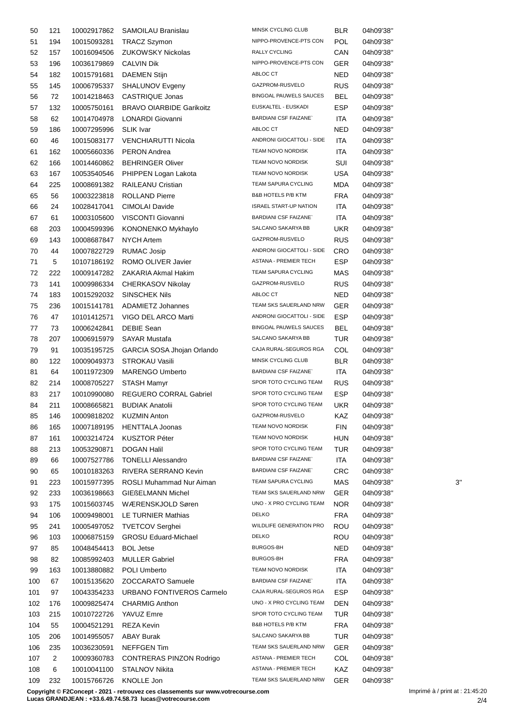| | | | | | | | |
|---|---|---|---|---|---|---|---|
| 50 | 121 | 10002917862 | SAMOILAU Branislau | MINSK CYCLING CLUB | BLR | 04h09'38'' | |
| 51 | 194 | 10015093281 | TRACZ Szymon | NIPPO-PROVENCE-PTS CON | POL | 04h09'38'' | |
| 52 | 157 | 10016094506 | ZUKOWSKY Nickolas | RALLY CYCLING | CAN | 04h09'38'' | |
| 53 | 196 | 10036179869 | CALVIN Dik | NIPPO-PROVENCE-PTS CON | GER | 04h09'38'' | |
| 54 | 182 | 10015791681 | DAEMEN Stijn | ABLOC CT | NED | 04h09'38'' | |
| 55 | 145 | 10006795337 | SHALUNOV Evgeny | GAZPROM-RUSVELO | RUS | 04h09'38'' | |
| 56 | 72 | 10014218463 | CASTRIQUE Jonas | BINGOAL PAUWELS SAUCES | BEL | 04h09'38'' | |
| 57 | 132 | 10005750161 | BRAVO OIARBIDE Garikoitz | EUSKALTEL - EUSKADI | ESP | 04h09'38'' | |
| 58 | 62 | 10014704978 | LONARDI Giovanni | BARDIANI CSF FAIZANE` | ITA | 04h09'38'' | |
| 59 | 186 | 10007295996 | SLIK Ivar | ABLOC CT | NED | 04h09'38'' | |
| 60 | 46 | 10015083177 | VENCHIARUTTI Nicola | ANDRONI GIOCATTOLI - SIDE | ITA | 04h09'38'' | |
| 61 | 162 | 10005660336 | PERON Andrea | TEAM NOVO NORDISK | ITA | 04h09'38'' | |
| 62 | 166 | 10014460862 | BEHRINGER Oliver | TEAM NOVO NORDISK | SUI | 04h09'38'' | |
| 63 | 167 | 10053540546 | PHIPPEN Logan Lakota | TEAM NOVO NORDISK | USA | 04h09'38'' | |
| 64 | 225 | 10008691382 | RAILEANU Cristian | TEAM SAPURA CYCLING | MDA | 04h09'38'' | |
| 65 | 56 | 10003223818 | ROLLAND Pierre | B&B HOTELS P/B KTM | FRA | 04h09'38'' | |
| 66 | 24 | 10028417041 | CIMOLAI Davide | ISRAEL START-UP NATION | ITA | 04h09'38'' | |
| 67 | 61 | 10003105600 | VISCONTI Giovanni | BARDIANI CSF FAIZANE` | ITA | 04h09'38'' | |
| 68 | 203 | 10004599396 | KONONENKO Mykhaylo | SALCANO SAKARYA BB | UKR | 04h09'38'' | |
| 69 | 143 | 10008687847 | NYCH Artem | GAZPROM-RUSVELO | RUS | 04h09'38'' | |
| 70 | 44 | 10007822729 | RUMAC Josip | ANDRONI GIOCATTOLI - SIDE | CRO | 04h09'38'' | |
| 71 | 5 | 10107186192 | ROMO OLIVER Javier | ASTANA - PREMIER TECH | ESP | 04h09'38'' | |
| 72 | 222 | 10009147282 | ZAKARIA Akmal Hakim | TEAM SAPURA CYCLING | MAS | 04h09'38'' | |
| 73 | 141 | 10009986334 | CHERKASOV Nikolay | GAZPROM-RUSVELO | RUS | 04h09'38'' | |
| 74 | 183 | 10015292032 | SINSCHEK Nils | ABLOC CT | NED | 04h09'38'' | |
| 75 | 236 | 10015141781 | ADAMIETZ Johannes | TEAM SKS SAUERLAND NRW | GER | 04h09'38'' | |
| 76 | 47 | 10101412571 | VIGO DEL ARCO Marti | ANDRONI GIOCATTOLI - SIDE | ESP | 04h09'38'' | |
| 77 | 73 | 10006242841 | DEBIE Sean | BINGOAL PAUWELS SAUCES | BEL | 04h09'38'' | |
| 78 | 207 | 10006915979 | SAYAR Mustafa | SALCANO SAKARYA BB | TUR | 04h09'38'' | |
| 79 | 91 | 10035195725 | GARCIA SOSA Jhojan Orlando | CAJA RURAL-SEGUROS RGA | COL | 04h09'38'' | |
| 80 | 122 | 10009049373 | STROKAU Vasili | MINSK CYCLING CLUB | BLR | 04h09'38'' | |
| 81 | 64 | 10011972309 | MARENGO Umberto | BARDIANI CSF FAIZANE` | ITA | 04h09'38'' | |
| 82 | 214 | 10008705227 | STASH Mamyr | SPOR TOTO CYCLING TEAM | RUS | 04h09'38'' | |
| 83 | 217 | 10010990080 | REGUERO CORRAL Gabriel | SPOR TOTO CYCLING TEAM | ESP | 04h09'38'' | |
| 84 | 211 | 10008665821 | BUDIAK Anatolii | SPOR TOTO CYCLING TEAM | UKR | 04h09'38'' | |
| 85 | 146 | 10009818202 | KUZMIN Anton | GAZPROM-RUSVELO | KAZ | 04h09'38'' | |
| 86 | 165 | 10007189195 | HENTTALA Joonas | TEAM NOVO NORDISK | FIN | 04h09'38'' | |
| 87 | 161 | 10003214724 | KUSZTOR Péter | TEAM NOVO NORDISK | HUN | 04h09'38'' | |
| 88 | 213 | 10053290871 | DOGAN Halil | SPOR TOTO CYCLING TEAM | TUR | 04h09'38'' | |
| 89 | 66 | 10007527786 | TONELLI Alessandro | BARDIANI CSF FAIZANE` | ITA | 04h09'38'' | |
| 90 | 65 | 10010183263 | RIVERA SERRANO Kevin | BARDIANI CSF FAIZANE` | CRC | 04h09'38'' | |
| 91 | 223 | 10015977395 | ROSLI Muhammad Nur Aiman | TEAM SAPURA CYCLING | MAS | 04h09'38'' | 3'' |
| 92 | 233 | 10036198663 | GIEßELMANN Michel | TEAM SKS SAUERLAND NRW | GER | 04h09'38'' | |
| 93 | 175 | 10015603745 | WÆRENSKJOLD Søren | UNO - X PRO CYCLING TEAM | NOR | 04h09'38'' | |
| 94 | 106 | 10009498001 | LE TURNIER Mathias | DELKO | FRA | 04h09'38'' | |
| 95 | 241 | 10005497052 | TVETCOV Serghei | WILDLIFE GENERATION PRO | ROU | 04h09'38'' | |
| 96 | 103 | 10006875159 | GROSU Eduard-Michael | DELKO | ROU | 04h09'38'' | |
| 97 | 85 | 10048454413 | BOL Jetse | BURGOS-BH | NED | 04h09'38'' | |
| 98 | 82 | 10085992403 | MULLER Gabriel | BURGOS-BH | FRA | 04h09'38'' | |
| 99 | 163 | 10013880882 | POLI Umberto | TEAM NOVO NORDISK | ITA | 04h09'38'' | |
| 100 | 67 | 10015135620 | ZOCCARATO Samuele | BARDIANI CSF FAIZANE` | ITA | 04h09'38'' | |
| 101 | 97 | 10043354233 | URBANO FONTIVEROS Carmelo | CAJA RURAL-SEGUROS RGA | ESP | 04h09'38'' | |
| 102 | 176 | 10009825474 | CHARMIG Anthon | UNO - X PRO CYCLING TEAM | DEN | 04h09'38'' | |
| 103 | 215 | 10010722726 | YAVUZ Emre | SPOR TOTO CYCLING TEAM | TUR | 04h09'38'' | |
| 104 | 55 | 10004521291 | REZA Kevin | B&B HOTELS P/B KTM | FRA | 04h09'38'' | |
| 105 | 206 | 10014955057 | ABAY Burak | SALCANO SAKARYA BB | TUR | 04h09'38'' | |
| 106 | 235 | 10036230591 | NEFFGEN Tim | TEAM SKS SAUERLAND NRW | GER | 04h09'38'' | |
| 107 | 2 | 10009360783 | CONTRERAS PINZON Rodrigo | ASTANA - PREMIER TECH | COL | 04h09'38'' | |
| 108 | 6 | 10010041100 | STALNOV Nikita | ASTANA - PREMIER TECH | KAZ | 04h09'38'' | |
| 109 | 232 | 10015766726 | KNOLLE Jon | TEAM SKS SAUERLAND NRW | GER | 04h09'38'' | |

**Copyright © F2Concept - 2021 - retrouvez ces classements sur www.votrecourse.com**
**Lucas GRANDJEAN : +33.6.49.74.58.73 lucas@votrecourse.com**

Imprimé à / print at : 21:45:20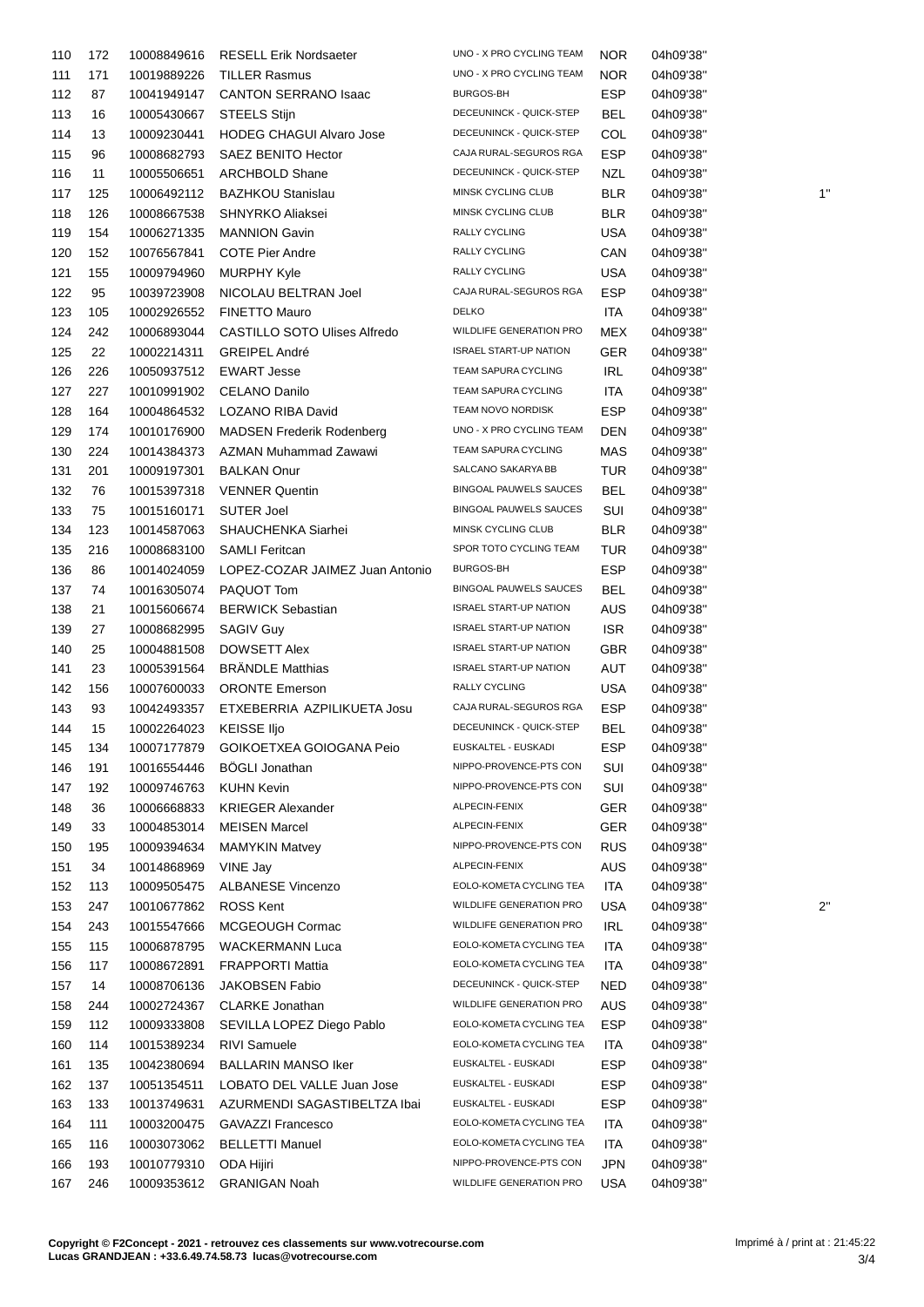| | | | | | | | |
|---|---|---|---|---|---|---|---|
| 110 | 172 | 10008849616 | RESELL Erik Nordsaeter | UNO - X PRO CYCLING TEAM | NOR | 04h09'38'' | |
| 111 | 171 | 10019889226 | TILLER Rasmus | UNO - X PRO CYCLING TEAM | NOR | 04h09'38'' | |
| 112 | 87 | 10041949147 | CANTON SERRANO Isaac | BURGOS-BH | ESP | 04h09'38'' | |
| 113 | 16 | 10005430667 | STEELS Stijn | DECEUNINCK - QUICK-STEP | BEL | 04h09'38'' | |
| 114 | 13 | 10009230441 | HODEG CHAGUI Alvaro Jose | DECEUNINCK - QUICK-STEP | COL | 04h09'38'' | |
| 115 | 96 | 10008682793 | SAEZ BENITO Hector | CAJA RURAL-SEGUROS RGA | ESP | 04h09'38'' | |
| 116 | 11 | 10005506651 | ARCHBOLD Shane | DECEUNINCK - QUICK-STEP | NZL | 04h09'38'' | |
| 117 | 125 | 10006492112 | BAZHKOU Stanislau | MINSK CYCLING CLUB | BLR | 04h09'38'' | 1'' |
| 118 | 126 | 10008667538 | SHNYRKO Aliaksei | MINSK CYCLING CLUB | BLR | 04h09'38'' | |
| 119 | 154 | 10006271335 | MANNION Gavin | RALLY CYCLING | USA | 04h09'38'' | |
| 120 | 152 | 10076567841 | COTE Pier Andre | RALLY CYCLING | CAN | 04h09'38'' | |
| 121 | 155 | 10009794960 | MURPHY Kyle | RALLY CYCLING | USA | 04h09'38'' | |
| 122 | 95 | 10039723908 | NICOLAU BELTRAN Joel | CAJA RURAL-SEGUROS RGA | ESP | 04h09'38'' | |
| 123 | 105 | 10002926552 | FINETTO Mauro | DELKO | ITA | 04h09'38'' | |
| 124 | 242 | 10006893044 | CASTILLO SOTO Ulises Alfredo | WILDLIFE GENERATION PRO | MEX | 04h09'38'' | |
| 125 | 22 | 10002214311 | GREIPEL André | ISRAEL START-UP NATION | GER | 04h09'38'' | |
| 126 | 226 | 10050937512 | EWART Jesse | TEAM SAPURA CYCLING | IRL | 04h09'38'' | |
| 127 | 227 | 10010991902 | CELANO Danilo | TEAM SAPURA CYCLING | ITA | 04h09'38'' | |
| 128 | 164 | 10004864532 | LOZANO RIBA David | TEAM NOVO NORDISK | ESP | 04h09'38'' | |
| 129 | 174 | 10010176900 | MADSEN Frederik Rodenberg | UNO - X PRO CYCLING TEAM | DEN | 04h09'38'' | |
| 130 | 224 | 10014384373 | AZMAN Muhammad Zawawi | TEAM SAPURA CYCLING | MAS | 04h09'38'' | |
| 131 | 201 | 10009197301 | BALKAN Onur | SALCANO SAKARYA BB | TUR | 04h09'38'' | |
| 132 | 76 | 10015397318 | VENNER Quentin | BINGOAL PAUWELS SAUCES | BEL | 04h09'38'' | |
| 133 | 75 | 10015160171 | SUTER Joel | BINGOAL PAUWELS SAUCES | SUI | 04h09'38'' | |
| 134 | 123 | 10014587063 | SHAUCHENKA Siarhei | MINSK CYCLING CLUB | BLR | 04h09'38'' | |
| 135 | 216 | 10008683100 | SAMLI Feritcan | SPOR TOTO CYCLING TEAM | TUR | 04h09'38'' | |
| 136 | 86 | 10014024059 | LOPEZ-COZAR JAIMEZ Juan Antonio | BURGOS-BH | ESP | 04h09'38'' | |
| 137 | 74 | 10016305074 | PAQUOT Tom | BINGOAL PAUWELS SAUCES | BEL | 04h09'38'' | |
| 138 | 21 | 10015606674 | BERWICK Sebastian | ISRAEL START-UP NATION | AUS | 04h09'38'' | |
| 139 | 27 | 10008682995 | SAGIV Guy | ISRAEL START-UP NATION | ISR | 04h09'38'' | |
| 140 | 25 | 10004881508 | DOWSETT Alex | ISRAEL START-UP NATION | GBR | 04h09'38'' | |
| 141 | 23 | 10005391564 | BRÄNDLE Matthias | ISRAEL START-UP NATION | AUT | 04h09'38'' | |
| 142 | 156 | 10007600033 | ORONTE Emerson | RALLY CYCLING | USA | 04h09'38'' | |
| 143 | 93 | 10042493357 | ETXEBERRIA AZPILIKUETA Josu | CAJA RURAL-SEGUROS RGA | ESP | 04h09'38'' | |
| 144 | 15 | 10002264023 | KEISSE Iljo | DECEUNINCK - QUICK-STEP | BEL | 04h09'38'' | |
| 145 | 134 | 10007177879 | GOIKOETXEA GOIOGANA Peio | EUSKALTEL - EUSKADI | ESP | 04h09'38'' | |
| 146 | 191 | 10016554446 | BÖGLI Jonathan | NIPPO-PROVENCE-PTS CON | SUI | 04h09'38'' | |
| 147 | 192 | 10009746763 | KUHN Kevin | NIPPO-PROVENCE-PTS CON | SUI | 04h09'38'' | |
| 148 | 36 | 10006668833 | KRIEGER Alexander | ALPECIN-FENIX | GER | 04h09'38'' | |
| 149 | 33 | 10004853014 | MEISEN Marcel | ALPECIN-FENIX | GER | 04h09'38'' | |
| 150 | 195 | 10009394634 | MAMYKIN Matvey | NIPPO-PROVENCE-PTS CON | RUS | 04h09'38'' | |
| 151 | 34 | 10014868969 | VINE Jay | ALPECIN-FENIX | AUS | 04h09'38'' | |
| 152 | 113 | 10009505475 | ALBANESE Vincenzo | EOLO-KOMETA CYCLING TEA | ITA | 04h09'38'' | |
| 153 | 247 | 10010677862 | ROSS Kent | WILDLIFE GENERATION PRO | USA | 04h09'38'' | 2'' |
| 154 | 243 | 10015547666 | MCGEOUGH Cormac | WILDLIFE GENERATION PRO | IRL | 04h09'38'' | |
| 155 | 115 | 10006878795 | WACKERMANN Luca | EOLO-KOMETA CYCLING TEA | ITA | 04h09'38'' | |
| 156 | 117 | 10008672891 | FRAPPORTI Mattia | EOLO-KOMETA CYCLING TEA | ITA | 04h09'38'' | |
| 157 | 14 | 10008706136 | JAKOBSEN Fabio | DECEUNINCK - QUICK-STEP | NED | 04h09'38'' | |
| 158 | 244 | 10002724367 | CLARKE Jonathan | WILDLIFE GENERATION PRO | AUS | 04h09'38'' | |
| 159 | 112 | 10009333808 | SEVILLA LOPEZ Diego Pablo | EOLO-KOMETA CYCLING TEA | ESP | 04h09'38'' | |
| 160 | 114 | 10015389234 | RIVI Samuele | EOLO-KOMETA CYCLING TEA | ITA | 04h09'38'' | |
| 161 | 135 | 10042380694 | BALLARIN MANSO Iker | EUSKALTEL - EUSKADI | ESP | 04h09'38'' | |
| 162 | 137 | 10051354511 | LOBATO DEL VALLE Juan Jose | EUSKALTEL - EUSKADI | ESP | 04h09'38'' | |
| 163 | 133 | 10013749631 | AZURMENDI SAGASTIBELTZA Ibai | EUSKALTEL - EUSKADI | ESP | 04h09'38'' | |
| 164 | 111 | 10003200475 | GAVAZZI Francesco | EOLO-KOMETA CYCLING TEA | ITA | 04h09'38'' | |
| 165 | 116 | 10003073062 | BELLETTI Manuel | EOLO-KOMETA CYCLING TEA | ITA | 04h09'38'' | |
| 166 | 193 | 10010779310 | ODA Hijiri | NIPPO-PROVENCE-PTS CON | JPN | 04h09'38'' | |
| 167 | 246 | 10009353612 | GRANIGAN Noah | WILDLIFE GENERATION PRO | USA | 04h09'38'' | |

**Copyright © F2Concept - 2021 - retrouvez ces classements sur www.votrecourse.com**
**Lucas GRANDJEAN : +33.6.49.74.58.73 lucas@votrecourse.com**

Imprimé à / print at : 21:45:22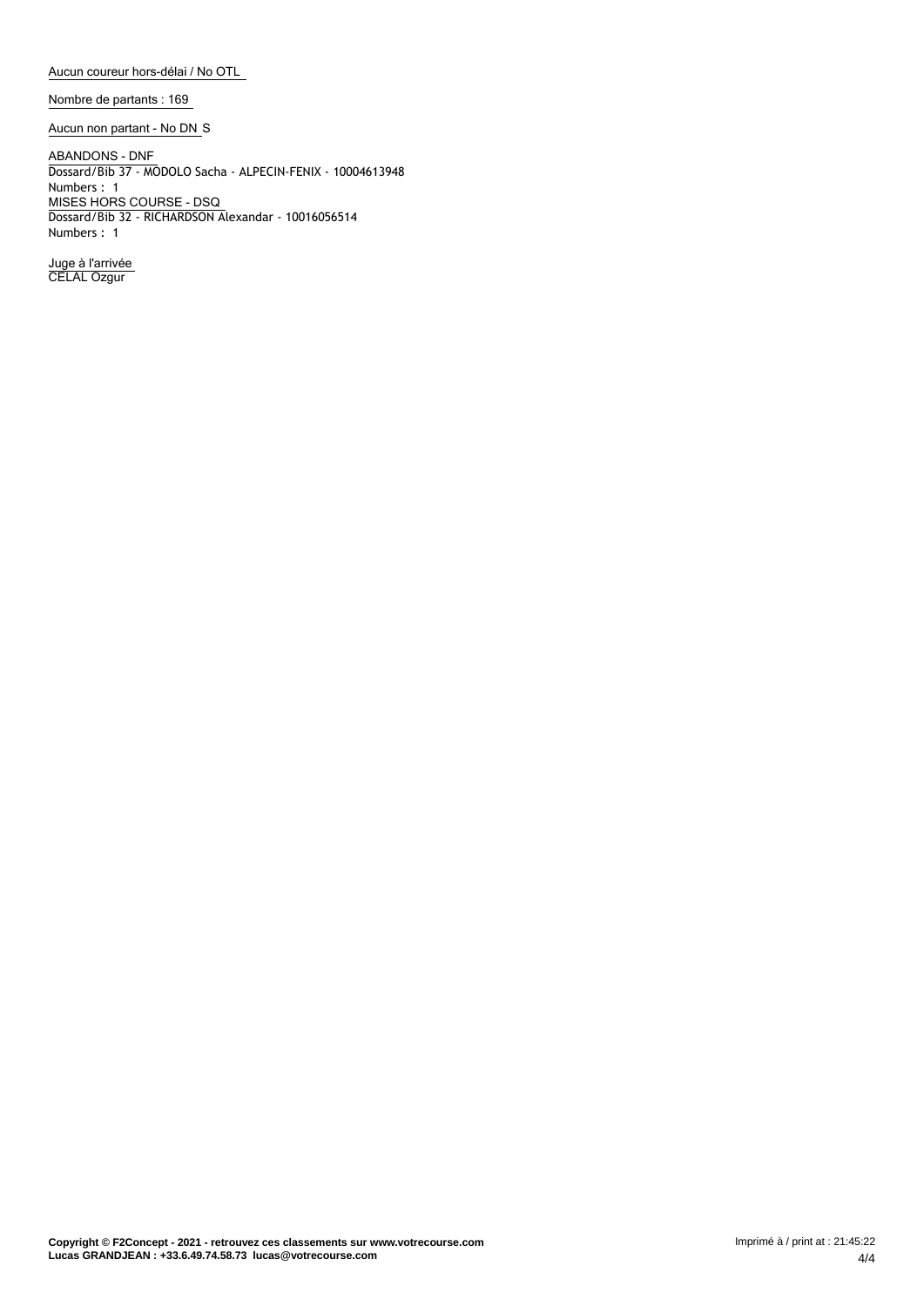Aucun coureur hors-délai / No OTL

Nombre de partants : 169

Aucun non partant - No DNS

ABANDONS - DNF
Dossard/Bib 37 - MODOLO Sacha - ALPECIN-FENIX - 10004613948
Numbers : 1

MISES HORS COURSE - DSQ
Dossard/Bib 32 - RICHARDSON Alexandar - 10016056514
Numbers : 1

Juge à l'arrivée
CELAL Ozgur

**Copyright © F2Concept - 2021 - retrouvez ces classements sur www.votrecourse.com**
**Lucas GRANDJEAN : +33.6.49.74.58.73 lucas@votrecourse.com**

Imprimé à / print at : 21:45:22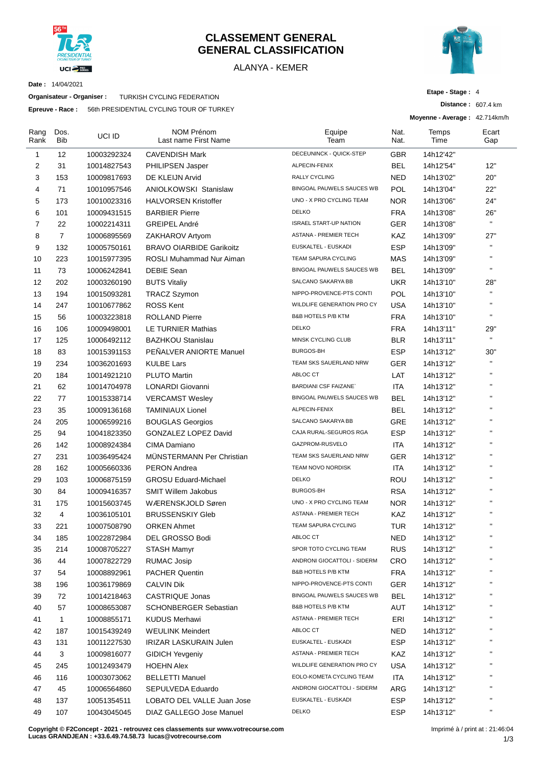# CLASSEMENT GENERAL
# GENERAL CLASSIFICATION

ALANYA - KEMER

**Date :** 14/04/2021

**Organisateur - Organiser :** TURKISH CYCLING FEDERATION

**Epreuve - Race :** 56th PRESIDENTIAL CYCLING TOUR OF TURKEY

**Etape - Stage :** 4

**Distance :** 607.4 km

**Moyenne - Average :** 42.714km/h

| Rang Rank | Dos. Bib | UCI ID | NOM Prénom Last name First Name | Equipe Team | Nat. Nat. | Temps Time | Ecart Gap |
|---|---|---|---|---|---|---|---|
| 1 | 12 | 10003292324 | CAVENDISH Mark | DECEUNINCK - QUICK-STEP | GBR | 14h12'42" | |
| 2 | 31 | 10014827543 | PHILIPSEN Jasper | ALPECIN-FENIX | BEL | 14h12'54" | 12" |
| 3 | 153 | 10009817693 | DE KLEIJN Arvid | RALLY CYCLING | NED | 14h13'02" | 20" |
| 4 | 71 | 10010957546 | ANIOLKOWSKI Stanislaw | BINGOAL PAUWELS SAUCES WB | POL | 14h13'04" | 22" |
| 5 | 173 | 10010023316 | HALVORSEN Kristoffer | UNO - X PRO CYCLING TEAM | NOR | 14h13'06" | 24" |
| 6 | 101 | 10009431515 | BARBIER Pierre | DELKO | FRA | 14h13'08" | 26" |
| 7 | 22 | 10002214311 | GREIPEL André | ISRAEL START-UP NATION | GER | 14h13'08" | " |
| 8 | 7 | 10006895569 | ZAKHAROV Artyom | ASTANA - PREMIER TECH | KAZ | 14h13'09" | 27" |
| 9 | 132 | 10005750161 | BRAVO OIARBIDE Garikoitz | EUSKALTEL - EUSKADI | ESP | 14h13'09" | " |
| 10 | 223 | 10015977395 | ROSLI Muhammad Nur Aiman | TEAM SAPURA CYCLING | MAS | 14h13'09" | " |
| 11 | 73 | 10006242841 | DEBIE Sean | BINGOAL PAUWELS SAUCES WB | BEL | 14h13'09" | " |
| 12 | 202 | 10003260190 | BUTS Vitaliy | SALCANO SAKARYA BB | UKR | 14h13'10" | 28" |
| 13 | 194 | 10015093281 | TRACZ Szymon | NIPPO-PROVENCE-PTS CONTI | POL | 14h13'10" | " |
| 14 | 247 | 10010677862 | ROSS Kent | WILDLIFE GENERATION PRO CY | USA | 14h13'10" | " |
| 15 | 56 | 10003223818 | ROLLAND Pierre | B&B HOTELS P/B KTM | FRA | 14h13'10" | " |
| 16 | 106 | 10009498001 | LE TURNIER Mathias | DELKO | FRA | 14h13'11" | 29" |
| 17 | 125 | 10006492112 | BAZHKOU Stanislau | MINSK CYCLING CLUB | BLR | 14h13'11" | " |
| 18 | 83 | 10015391153 | PEÑALVER ANIORTE Manuel | BURGOS-BH | ESP | 14h13'12" | 30" |
| 19 | 234 | 10036201693 | KULBE Lars | TEAM SKS SAUERLAND NRW | GER | 14h13'12" | " |
| 20 | 184 | 10014921210 | PLUTO Martin | ABLOC CT | LAT | 14h13'12" | " |
| 21 | 62 | 10014704978 | LONARDI Giovanni | BARDIANI CSF FAIZANE` | ITA | 14h13'12" | " |
| 22 | 77 | 10015338714 | VERCAMST Wesley | BINGOAL PAUWELS SAUCES WB | BEL | 14h13'12" | " |
| 23 | 35 | 10009136168 | TAMINIAUX Lionel | ALPECIN-FENIX | BEL | 14h13'12" | " |
| 24 | 205 | 10006599216 | BOUGLAS Georgios | SALCANO SAKARYA BB | GRE | 14h13'12" | " |
| 25 | 94 | 10041823350 | GONZALEZ LOPEZ David | CAJA RURAL-SEGUROS RGA | ESP | 14h13'12" | " |
| 26 | 142 | 10008924384 | CIMA Damiano | GAZPROM-RUSVELO | ITA | 14h13'12" | " |
| 27 | 231 | 10036495424 | MÜNSTERMANN Per Christian | TEAM SKS SAUERLAND NRW | GER | 14h13'12" | " |
| 28 | 162 | 10005660336 | PERON Andrea | TEAM NOVO NORDISK | ITA | 14h13'12" | " |
| 29 | 103 | 10006875159 | GROSU Eduard-Michael | DELKO | ROU | 14h13'12" | " |
| 30 | 84 | 10009416357 | SMIT Willem Jakobus | BURGOS-BH | RSA | 14h13'12" | " |
| 31 | 175 | 10015603745 | WÆRENSKJOLD Søren | UNO - X PRO CYCLING TEAM | NOR | 14h13'12" | " |
| 32 | 4 | 10036105101 | BRUSSENSKIY Gleb | ASTANA - PREMIER TECH | KAZ | 14h13'12" | " |
| 33 | 221 | 10007508790 | ORKEN Ahmet | TEAM SAPURA CYCLING | TUR | 14h13'12" | " |
| 34 | 185 | 10022872984 | DEL GROSSO Bodi | ABLOC CT | NED | 14h13'12" | " |
| 35 | 214 | 10008705227 | STASH Mamyr | SPOR TOTO CYCLING TEAM | RUS | 14h13'12" | " |
| 36 | 44 | 10007822729 | RUMAC Josip | ANDRONI GIOCATTOLI - SIDERM | CRO | 14h13'12" | " |
| 37 | 54 | 10008892961 | PACHER Quentin | B&B HOTELS P/B KTM | FRA | 14h13'12" | " |
| 38 | 196 | 10036179869 | CALVIN Dik | NIPPO-PROVENCE-PTS CONTI | GER | 14h13'12" | " |
| 39 | 72 | 10014218463 | CASTRIQUE Jonas | BINGOAL PAUWELS SAUCES WB | BEL | 14h13'12" | " |
| 40 | 57 | 10008653087 | SCHONBERGER Sebastian | B&B HOTELS P/B KTM | AUT | 14h13'12" | " |
| 41 | 1 | 10008855171 | KUDUS Merhawi | ASTANA - PREMIER TECH | ERI | 14h13'12" | " |
| 42 | 187 | 10015439249 | WEULINK Meindert | ABLOC CT | NED | 14h13'12" | " |
| 43 | 131 | 10011227530 | IRIZAR LASKURAIN Julen | EUSKALTEL - EUSKADI | ESP | 14h13'12" | " |
| 44 | 3 | 10009816077 | GIDICH Yevgeniy | ASTANA - PREMIER TECH | KAZ | 14h13'12" | " |
| 45 | 245 | 10012493479 | HOEHN Alex | WILDLIFE GENERATION PRO CY | USA | 14h13'12" | " |
| 46 | 116 | 10003073062 | BELLETTI Manuel | EOLO-KOMETA CYCLING TEAM | ITA | 14h13'12" | " |
| 47 | 45 | 10006564860 | SEPULVEDA Eduardo | ANDRONI GIOCATTOLI - SIDERM | ARG | 14h13'12" | " |
| 48 | 137 | 10051354511 | LOBATO DEL VALLE Juan Jose | EUSKALTEL - EUSKADI | ESP | 14h13'12" | " |
| 49 | 107 | 10043045045 | DIAZ GALLEGO Jose Manuel | DELKO | ESP | 14h13'12" | " |

**Copyright © F2Concept - 2021 - retrouvez ces classements sur www.votrecourse.com**
**Lucas GRANDJEAN : +33.6.49.74.58.73 lucas@votrecourse.com**

Imprimé à / print at : 21:46:04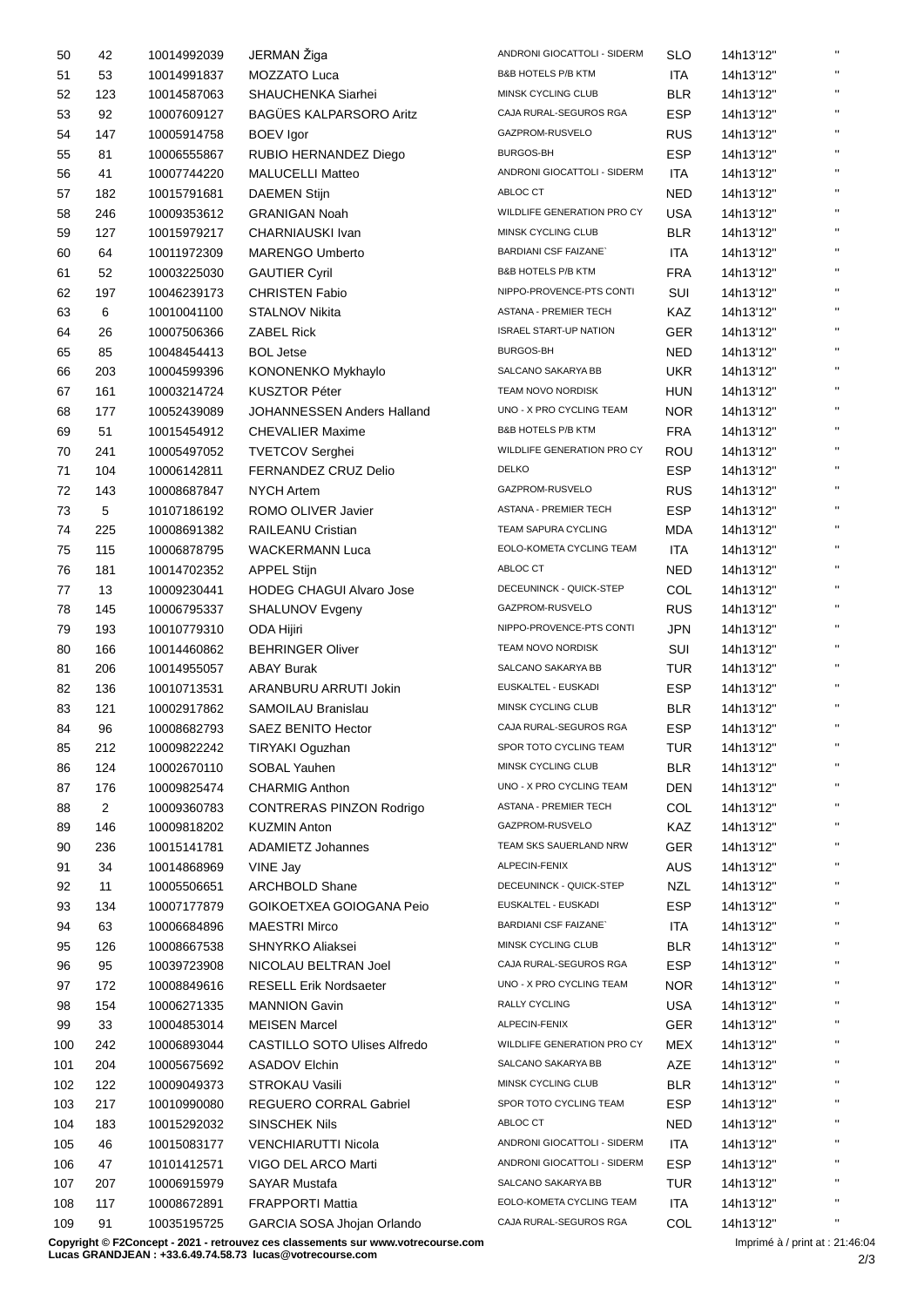| | | | | | | | |
|---|---|---|---|---|---|---|---|
| 50 | 42 | 10014992039 | JERMAN Žiga | ANDRONI GIOCATTOLI - SIDERM | SLO | 14h13'12" | '' |
| 51 | 53 | 10014991837 | MOZZATO Luca | B&B HOTELS P/B KTM | ITA | 14h13'12" | '' |
| 52 | 123 | 10014587063 | SHAUCHENKA Siarhei | MINSK CYCLING CLUB | BLR | 14h13'12" | '' |
| 53 | 92 | 10007609127 | BAGÜES KALPARSORO Aritz | CAJA RURAL-SEGUROS RGA | ESP | 14h13'12" | '' |
| 54 | 147 | 10005914758 | BOEV Igor | GAZPROM-RUSVELO | RUS | 14h13'12" | '' |
| 55 | 81 | 10006555867 | RUBIO HERNANDEZ Diego | BURGOS-BH | ESP | 14h13'12" | '' |
| 56 | 41 | 10007744220 | MALUCELLI Matteo | ANDRONI GIOCATTOLI - SIDERM | ITA | 14h13'12" | '' |
| 57 | 182 | 10015791681 | DAEMEN Stijn | ABLOC CT | NED | 14h13'12" | '' |
| 58 | 246 | 10009353612 | GRANIGAN Noah | WILDLIFE GENERATION PRO CY | USA | 14h13'12" | '' |
| 59 | 127 | 10015979217 | CHARNIAUSKI Ivan | MINSK CYCLING CLUB | BLR | 14h13'12" | '' |
| 60 | 64 | 10011972309 | MARENGO Umberto | BARDIANI CSF FAIZANE` | ITA | 14h13'12" | '' |
| 61 | 52 | 10003225030 | GAUTIER Cyril | B&B HOTELS P/B KTM | FRA | 14h13'12" | '' |
| 62 | 197 | 10046239173 | CHRISTEN Fabio | NIPPO-PROVENCE-PTS CONTI | SUI | 14h13'12" | '' |
| 63 | 6 | 10010041100 | STALNOV Nikita | ASTANA - PREMIER TECH | KAZ | 14h13'12" | '' |
| 64 | 26 | 10007506366 | ZABEL Rick | ISRAEL START-UP NATION | GER | 14h13'12" | '' |
| 65 | 85 | 10048454413 | BOL Jetse | BURGOS-BH | NED | 14h13'12" | '' |
| 66 | 203 | 10004599396 | KONONENKO Mykhaylo | SALCANO SAKARYA BB | UKR | 14h13'12" | '' |
| 67 | 161 | 10003214724 | KUSZTOR Péter | TEAM NOVO NORDISK | HUN | 14h13'12" | '' |
| 68 | 177 | 10052439089 | JOHANNESSEN Anders Halland | UNO - X PRO CYCLING TEAM | NOR | 14h13'12" | '' |
| 69 | 51 | 10015454912 | CHEVALIER Maxime | B&B HOTELS P/B KTM | FRA | 14h13'12" | '' |
| 70 | 241 | 10005497052 | TVETCOV Serghei | WILDLIFE GENERATION PRO CY | ROU | 14h13'12" | '' |
| 71 | 104 | 10006142811 | FERNANDEZ CRUZ Delio | DELKO | ESP | 14h13'12" | '' |
| 72 | 143 | 10008687847 | NYCH Artem | GAZPROM-RUSVELO | RUS | 14h13'12" | '' |
| 73 | 5 | 10107186192 | ROMO OLIVER Javier | ASTANA - PREMIER TECH | ESP | 14h13'12" | '' |
| 74 | 225 | 10008691382 | RAILEANU Cristian | TEAM SAPURA CYCLING | MDA | 14h13'12" | '' |
| 75 | 115 | 10006878795 | WACKERMANN Luca | EOLO-KOMETA CYCLING TEAM | ITA | 14h13'12" | '' |
| 76 | 181 | 10014702352 | APPEL Stijn | ABLOC CT | NED | 14h13'12" | '' |
| 77 | 13 | 10009230441 | HODEG CHAGUI Alvaro Jose | DECEUNINCK - QUICK-STEP | COL | 14h13'12" | '' |
| 78 | 145 | 10006795337 | SHALUNOV Evgeny | GAZPROM-RUSVELO | RUS | 14h13'12" | '' |
| 79 | 193 | 10010779310 | ODA Hijiri | NIPPO-PROVENCE-PTS CONTI | JPN | 14h13'12" | '' |
| 80 | 166 | 10014460862 | BEHRINGER Oliver | TEAM NOVO NORDISK | SUI | 14h13'12" | '' |
| 81 | 206 | 10014955057 | ABAY Burak | SALCANO SAKARYA BB | TUR | 14h13'12" | '' |
| 82 | 136 | 10010713531 | ARANBURU ARRUTI Jokin | EUSKALTEL - EUSKADI | ESP | 14h13'12" | '' |
| 83 | 121 | 10002917862 | SAMOILAU Branislau | MINSK CYCLING CLUB | BLR | 14h13'12" | '' |
| 84 | 96 | 10008682793 | SAEZ BENITO Hector | CAJA RURAL-SEGUROS RGA | ESP | 14h13'12" | '' |
| 85 | 212 | 10009822242 | TIRYAKI Oguzhan | SPOR TOTO CYCLING TEAM | TUR | 14h13'12" | '' |
| 86 | 124 | 10002670110 | SOBAL Yauhen | MINSK CYCLING CLUB | BLR | 14h13'12" | '' |
| 87 | 176 | 10009825474 | CHARMIG Anthon | UNO - X PRO CYCLING TEAM | DEN | 14h13'12" | '' |
| 88 | 2 | 10009360783 | CONTRERAS PINZON Rodrigo | ASTANA - PREMIER TECH | COL | 14h13'12" | '' |
| 89 | 146 | 10009818202 | KUZMIN Anton | GAZPROM-RUSVELO | KAZ | 14h13'12" | '' |
| 90 | 236 | 10015141781 | ADAMIETZ Johannes | TEAM SKS SAUERLAND NRW | GER | 14h13'12" | '' |
| 91 | 34 | 10014868969 | VINE Jay | ALPECIN-FENIX | AUS | 14h13'12" | '' |
| 92 | 11 | 10005506651 | ARCHBOLD Shane | DECEUNINCK - QUICK-STEP | NZL | 14h13'12" | '' |
| 93 | 134 | 10007177879 | GOIKOETXEA GOIOGANA Peio | EUSKALTEL - EUSKADI | ESP | 14h13'12" | '' |
| 94 | 63 | 10006684896 | MAESTRI Mirco | BARDIANI CSF FAIZANE` | ITA | 14h13'12" | '' |
| 95 | 126 | 10008667538 | SHNYRKO Aliaksei | MINSK CYCLING CLUB | BLR | 14h13'12" | '' |
| 96 | 95 | 10039723908 | NICOLAU BELTRAN Joel | CAJA RURAL-SEGUROS RGA | ESP | 14h13'12" | '' |
| 97 | 172 | 10008849616 | RESELL Erik Nordsaeter | UNO - X PRO CYCLING TEAM | NOR | 14h13'12" | '' |
| 98 | 154 | 10006271335 | MANNION Gavin | RALLY CYCLING | USA | 14h13'12" | '' |
| 99 | 33 | 10004853014 | MEISEN Marcel | ALPECIN-FENIX | GER | 14h13'12" | '' |
| 100 | 242 | 10006893044 | CASTILLO SOTO Ulises Alfredo | WILDLIFE GENERATION PRO CY | MEX | 14h13'12" | '' |
| 101 | 204 | 10005675692 | ASADOV Elchin | SALCANO SAKARYA BB | AZE | 14h13'12" | '' |
| 102 | 122 | 10009049373 | STROKAU Vasili | MINSK CYCLING CLUB | BLR | 14h13'12" | '' |
| 103 | 217 | 10010990080 | REGUERO CORRAL Gabriel | SPOR TOTO CYCLING TEAM | ESP | 14h13'12" | '' |
| 104 | 183 | 10015292032 | SINSCHEK Nils | ABLOC CT | NED | 14h13'12" | '' |
| 105 | 46 | 10015083177 | VENCHIARUTTI Nicola | ANDRONI GIOCATTOLI - SIDERM | ITA | 14h13'12" | '' |
| 106 | 47 | 10101412571 | VIGO DEL ARCO Marti | ANDRONI GIOCATTOLI - SIDERM | ESP | 14h13'12" | '' |
| 107 | 207 | 10006915979 | SAYAR Mustafa | SALCANO SAKARYA BB | TUR | 14h13'12" | '' |
| 108 | 117 | 10008672891 | FRAPPORTI Mattia | EOLO-KOMETA CYCLING TEAM | ITA | 14h13'12" | '' |
| 109 | 91 | 10035195725 | GARCIA SOSA Jhojan Orlando | CAJA RURAL-SEGUROS RGA | COL | 14h13'12" | '' |

**Copyright © F2Concept - 2021 - retrouvez ces classements sur www.votrecourse.com**
**Lucas GRANDJEAN : +33.6.49.74.58.73 lucas@votrecourse.com**

Imprimé à / print at : 21:46:04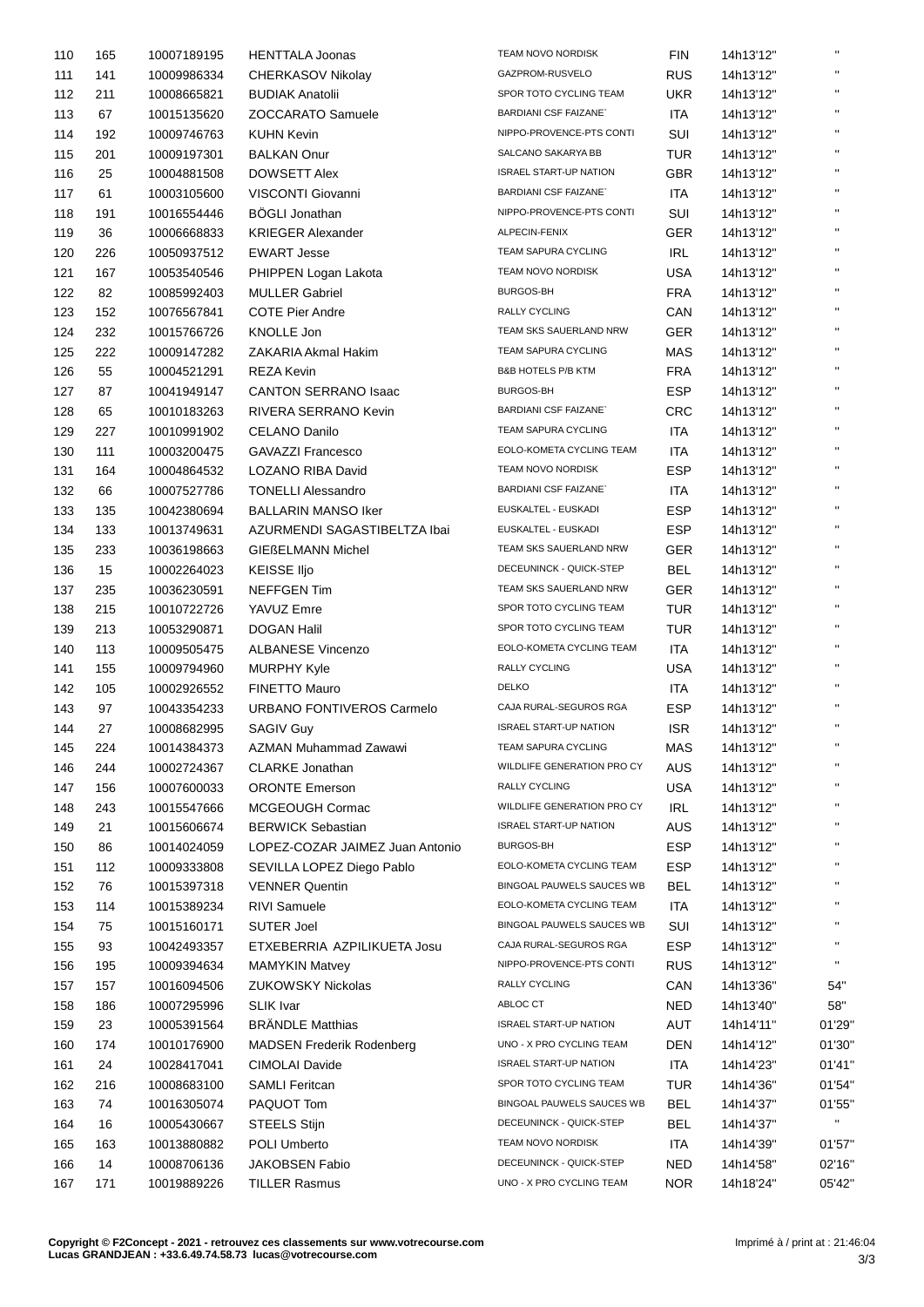| | | | | | | | |
|---|---|---|---|---|---|---|---|
| 110 | 165 | 10007189195 | HENTTALA Joonas | TEAM NOVO NORDISK | FIN | 14h13'12" | " |
| 111 | 141 | 10009986334 | CHERKASOV Nikolay | GAZPROM-RUSVELO | RUS | 14h13'12" | " |
| 112 | 211 | 10008665821 | BUDIAK Anatolii | SPOR TOTO CYCLING TEAM | UKR | 14h13'12" | " |
| 113 | 67 | 10015135620 | ZOCCARATO Samuele | BARDIANI CSF FAIZANE` | ITA | 14h13'12" | " |
| 114 | 192 | 10009746763 | KUHN Kevin | NIPPO-PROVENCE-PTS CONTI | SUI | 14h13'12" | " |
| 115 | 201 | 10009197301 | BALKAN Onur | SALCANO SAKARYA BB | TUR | 14h13'12" | " |
| 116 | 25 | 10004881508 | DOWSETT Alex | ISRAEL START-UP NATION | GBR | 14h13'12" | " |
| 117 | 61 | 10003105600 | VISCONTI Giovanni | BARDIANI CSF FAIZANE` | ITA | 14h13'12" | " |
| 118 | 191 | 10016554446 | BÖGLI Jonathan | NIPPO-PROVENCE-PTS CONTI | SUI | 14h13'12" | " |
| 119 | 36 | 10006668833 | KRIEGER Alexander | ALPECIN-FENIX | GER | 14h13'12" | " |
| 120 | 226 | 10050937512 | EWART Jesse | TEAM SAPURA CYCLING | IRL | 14h13'12" | " |
| 121 | 167 | 10053540546 | PHIPPEN Logan Lakota | TEAM NOVO NORDISK | USA | 14h13'12" | " |
| 122 | 82 | 10085992403 | MULLER Gabriel | BURGOS-BH | FRA | 14h13'12" | " |
| 123 | 152 | 10076567841 | COTE Pier Andre | RALLY CYCLING | CAN | 14h13'12" | " |
| 124 | 232 | 10015766726 | KNOLLE Jon | TEAM SKS SAUERLAND NRW | GER | 14h13'12" | " |
| 125 | 222 | 10009147282 | ZAKARIA Akmal Hakim | TEAM SAPURA CYCLING | MAS | 14h13'12" | " |
| 126 | 55 | 10004521291 | REZA Kevin | B&B HOTELS P/B KTM | FRA | 14h13'12" | " |
| 127 | 87 | 10041949147 | CANTON SERRANO Isaac | BURGOS-BH | ESP | 14h13'12" | " |
| 128 | 65 | 10010183263 | RIVERA SERRANO Kevin | BARDIANI CSF FAIZANE` | CRC | 14h13'12" | " |
| 129 | 227 | 10010991902 | CELANO Danilo | TEAM SAPURA CYCLING | ITA | 14h13'12" | " |
| 130 | 111 | 10003200475 | GAVAZZI Francesco | EOLO-KOMETA CYCLING TEAM | ITA | 14h13'12" | " |
| 131 | 164 | 10004864532 | LOZANO RIBA David | TEAM NOVO NORDISK | ESP | 14h13'12" | " |
| 132 | 66 | 10007527786 | TONELLI Alessandro | BARDIANI CSF FAIZANE` | ITA | 14h13'12" | " |
| 133 | 135 | 10042380694 | BALLARIN MANSO Iker | EUSKALTEL - EUSKADI | ESP | 14h13'12" | " |
| 134 | 133 | 10013749631 | AZURMENDI SAGASTIBELTZA Ibai | EUSKALTEL - EUSKADI | ESP | 14h13'12" | " |
| 135 | 233 | 10036198663 | GIEẞELMANN Michel | TEAM SKS SAUERLAND NRW | GER | 14h13'12" | " |
| 136 | 15 | 10002264023 | KEISSE Iljo | DECEUNINCK - QUICK-STEP | BEL | 14h13'12" | " |
| 137 | 235 | 10036230591 | NEFFGEN Tim | TEAM SKS SAUERLAND NRW | GER | 14h13'12" | " |
| 138 | 215 | 10010722726 | YAVUZ Emre | SPOR TOTO CYCLING TEAM | TUR | 14h13'12" | " |
| 139 | 213 | 10053290871 | DOGAN Halil | SPOR TOTO CYCLING TEAM | TUR | 14h13'12" | " |
| 140 | 113 | 10009505475 | ALBANESE Vincenzo | EOLO-KOMETA CYCLING TEAM | ITA | 14h13'12" | " |
| 141 | 155 | 10009794960 | MURPHY Kyle | RALLY CYCLING | USA | 14h13'12" | " |
| 142 | 105 | 10002926552 | FINETTO Mauro | DELKO | ITA | 14h13'12" | " |
| 143 | 97 | 10043354233 | URBANO FONTIVEROS Carmelo | CAJA RURAL-SEGUROS RGA | ESP | 14h13'12" | " |
| 144 | 27 | 10008682995 | SAGIV Guy | ISRAEL START-UP NATION | ISR | 14h13'12" | " |
| 145 | 224 | 10014384373 | AZMAN Muhammad Zawawi | TEAM SAPURA CYCLING | MAS | 14h13'12" | " |
| 146 | 244 | 10002724367 | CLARKE Jonathan | WILDLIFE GENERATION PRO CY | AUS | 14h13'12" | " |
| 147 | 156 | 10007600033 | ORONTE Emerson | RALLY CYCLING | USA | 14h13'12" | " |
| 148 | 243 | 10015547666 | MCGEOUGH Cormac | WILDLIFE GENERATION PRO CY | IRL | 14h13'12" | " |
| 149 | 21 | 10015606674 | BERWICK Sebastian | ISRAEL START-UP NATION | AUS | 14h13'12" | " |
| 150 | 86 | 10014024059 | LOPEZ-COZAR JAIMEZ Juan Antonio | BURGOS-BH | ESP | 14h13'12" | " |
| 151 | 112 | 10009333808 | SEVILLA LOPEZ Diego Pablo | EOLO-KOMETA CYCLING TEAM | ESP | 14h13'12" | " |
| 152 | 76 | 10015397318 | VENNER Quentin | BINGOAL PAUWELS SAUCES WB | BEL | 14h13'12" | " |
| 153 | 114 | 10015389234 | RIVI Samuele | EOLO-KOMETA CYCLING TEAM | ITA | 14h13'12" | " |
| 154 | 75 | 10015160171 | SUTER Joel | BINGOAL PAUWELS SAUCES WB | SUI | 14h13'12" | " |
| 155 | 93 | 10042493357 | ETXEBERRIA AZPILIKUETA Josu | CAJA RURAL-SEGUROS RGA | ESP | 14h13'12" | " |
| 156 | 195 | 10009394634 | MAMYKIN Matvey | NIPPO-PROVENCE-PTS CONTI | RUS | 14h13'12" | " |
| 157 | 157 | 10016094506 | ZUKOWSKY Nickolas | RALLY CYCLING | CAN | 14h13'36" | 54" |
| 158 | 186 | 10007295996 | SLIK Ivar | ABLOC CT | NED | 14h13'40" | 58" |
| 159 | 23 | 10005391564 | BRÄNDLE Matthias | ISRAEL START-UP NATION | AUT | 14h14'11" | 01'29" |
| 160 | 174 | 10010176900 | MADSEN Frederik Rodenberg | UNO - X PRO CYCLING TEAM | DEN | 14h14'12" | 01'30" |
| 161 | 24 | 10028417041 | CIMOLAI Davide | ISRAEL START-UP NATION | ITA | 14h14'23" | 01'41" |
| 162 | 216 | 10008683100 | SAMLI Feritcan | SPOR TOTO CYCLING TEAM | TUR | 14h14'36" | 01'54" |
| 163 | 74 | 10016305074 | PAQUOT Tom | BINGOAL PAUWELS SAUCES WB | BEL | 14h14'37" | 01'55" |
| 164 | 16 | 10005430667 | STEELS Stijn | DECEUNINCK - QUICK-STEP | BEL | 14h14'37" | " |
| 165 | 163 | 10013880882 | POLI Umberto | TEAM NOVO NORDISK | ITA | 14h14'39" | 01'57" |
| 166 | 14 | 10008706136 | JAKOBSEN Fabio | DECEUNINCK - QUICK-STEP | NED | 14h14'58" | 02'16" |
| 167 | 171 | 10019889226 | TILLER Rasmus | UNO - X PRO CYCLING TEAM | NOR | 14h18'24" | 05'42" |

**Copyright © F2Concept - 2021 - retrouvez ces classements sur www.votrecourse.com**
**Lucas GRANDJEAN : +33.6.49.74.58.73 lucas@votrecourse.com**

Imprimé à / print at : 21:46:04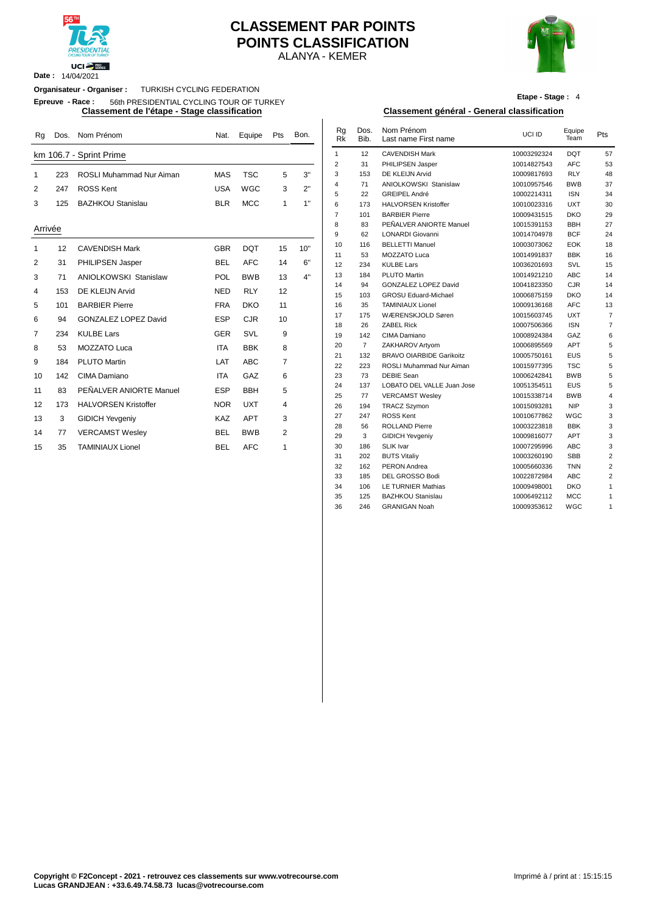# CLASSEMENT PAR POINTS
# POINTS CLASSIFICATION

ALANYA - KEMER

**Date :** 14/04/2021

**Organisateur - Organiser :** TURKISH CYCLING FEDERATION

**Epreuve - Race :** 56th PRESIDENTIAL CYCLING TOUR OF TURKEY

**Etape - Stage :** 4

## Classement de l'étape - Stage classification

| Rg | Dos. | Nom Prénom | Nat. | Equipe | Pts | Bon. |
|---|---|---|---|---|---|---|
| **km 106.7 - Sprint Prime** | | | | | | |
| 1 | 223 | ROSLI Muhammad Nur Aiman | MAS | TSC | 5 | 3" |
| 2 | 247 | ROSS Kent | USA | WGC | 3 | 2" |
| 3 | 125 | BAZHKOU Stanislau | BLR | MCC | 1 | 1" |
| **Arrivée** | | | | | | |
| 1 | 12 | CAVENDISH Mark | GBR | DQT | 15 | 10" |
| 2 | 31 | PHILIPSEN Jasper | BEL | AFC | 14 | 6" |
| 3 | 71 | ANIOLKOWSKI Stanislaw | POL | BWB | 13 | 4" |
| 4 | 153 | DE KLEIJN Arvid | NED | RLY | 12 | |
| 5 | 101 | BARBIER Pierre | FRA | DKO | 11 | |
| 6 | 94 | GONZALEZ LOPEZ David | ESP | CJR | 10 | |
| 7 | 234 | KULBE Lars | GER | SVL | 9 | |
| 8 | 53 | MOZZATO Luca | ITA | BBK | 8 | |
| 9 | 184 | PLUTO Martin | LAT | ABC | 7 | |
| 10 | 142 | CIMA Damiano | ITA | GAZ | 6 | |
| 11 | 83 | PEÑALVER ANIORTE Manuel | ESP | BBH | 5 | |
| 12 | 173 | HALVORSEN Kristoffer | NOR | UXT | 4 | |
| 13 | 3 | GIDICH Yevgeniy | KAZ | APT | 3 | |
| 14 | 77 | VERCAMST Wesley | BEL | BWB | 2 | |
| 15 | 35 | TAMINIAUX Lionel | BEL | AFC | 1 | |

## Classement général - General classification

| Rg Rk | Dos. Bib. | Nom Prénom Last name First name | UCI ID | Equipe Team | Pts |
|---|---|---|---|---|---|
| 1 | 12 | CAVENDISH Mark | 10003292324 | DQT | 57 |
| 2 | 31 | PHILIPSEN Jasper | 10014827543 | AFC | 53 |
| 3 | 153 | DE KLEIJN Arvid | 10009817693 | RLY | 48 |
| 4 | 71 | ANIOLKOWSKI Stanislaw | 10010957546 | BWB | 37 |
| 5 | 22 | GREIPEL André | 10002214311 | ISN | 34 |
| 6 | 173 | HALVORSEN Kristoffer | 10010023316 | UXT | 30 |
| 7 | 101 | BARBIER Pierre | 10009431515 | DKO | 29 |
| 8 | 83 | PEÑALVER ANIORTE Manuel | 10015391153 | BBH | 27 |
| 9 | 62 | LONARDI Giovanni | 10014704978 | BCF | 24 |
| 10 | 116 | BELLETTI Manuel | 10003073062 | EOK | 18 |
| 11 | 53 | MOZZATO Luca | 10014991837 | BBK | 16 |
| 12 | 234 | KULBE Lars | 10036201693 | SVL | 15 |
| 13 | 184 | PLUTO Martin | 10014921210 | ABC | 14 |
| 14 | 94 | GONZALEZ LOPEZ David | 10041823350 | CJR | 14 |
| 15 | 103 | GROSU Eduard-Michael | 10006875159 | DKO | 14 |
| 16 | 35 | TAMINIAUX Lionel | 10009136168 | AFC | 13 |
| 17 | 175 | WÆRENSKJOLD Søren | 10015603745 | UXT | 7 |
| 18 | 26 | ZABEL Rick | 10007506366 | ISN | 7 |
| 19 | 142 | CIMA Damiano | 10008924384 | GAZ | 6 |
| 20 | 7 | ZAKHAROV Artyom | 10006895569 | APT | 5 |
| 21 | 132 | BRAVO OIARBIDE Garikoitz | 10005750161 | EUS | 5 |
| 22 | 223 | ROSLI Muhammad Nur Aiman | 10015977395 | TSC | 5 |
| 23 | 73 | DEBIE Sean | 10006242841 | BWB | 5 |
| 24 | 137 | LOBATO DEL VALLE Juan Jose | 10051354511 | EUS | 5 |
| 25 | 77 | VERCAMST Wesley | 10015338714 | BWB | 4 |
| 26 | 194 | TRACZ Szymon | 10015093281 | NIP | 3 |
| 27 | 247 | ROSS Kent | 10010677862 | WGC | 3 |
| 28 | 56 | ROLLAND Pierre | 10003223818 | BBK | 3 |
| 29 | 3 | GIDICH Yevgeniy | 10009816077 | APT | 3 |
| 30 | 186 | SLIK Ivar | 10007295996 | ABC | 3 |
| 31 | 202 | BUTS Vitaliy | 10003260190 | SBB | 2 |
| 32 | 162 | PERON Andrea | 10005660336 | TNN | 2 |
| 33 | 185 | DEL GROSSO Bodi | 10022872984 | ABC | 2 |
| 34 | 106 | LE TURNIER Mathias | 10009498001 | DKO | 1 |
| 35 | 125 | BAZHKOU Stanislau | 10006492112 | MCC | 1 |
| 36 | 246 | GRANIGAN Noah | 10009353612 | WGC | 1 |

**Copyright © F2Concept - 2021 - retrouvez ces classements sur www.votrecourse.com**
**Lucas GRANDJEAN : +33.6.49.74.58.73 lucas@votrecourse.com**

Imprimé à / print at : 15:15:15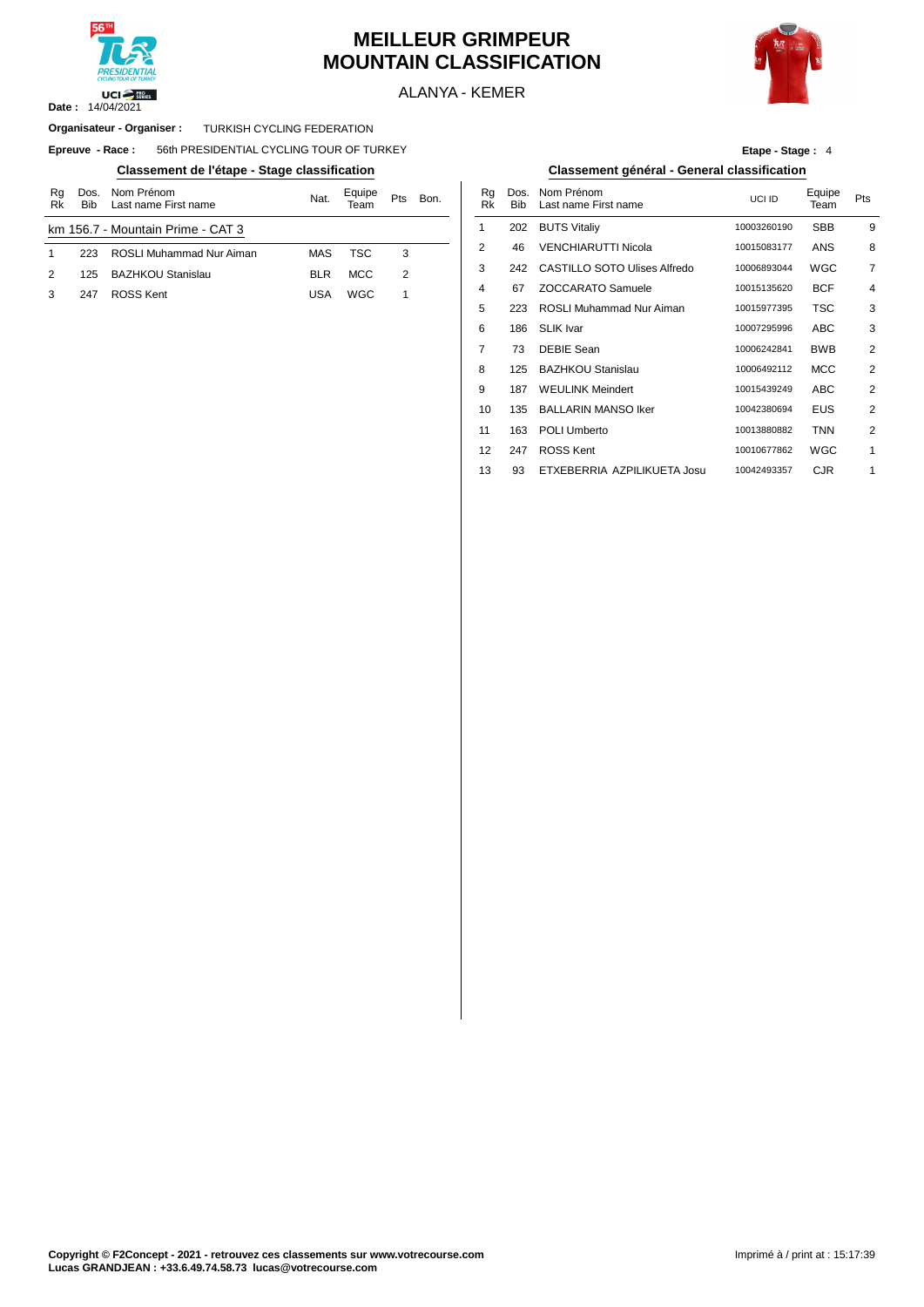# MEILLEUR GRIMPEUR
# MOUNTAIN CLASSIFICATION

ALANYA - KEMER

**Date :** 14/04/2021

**Organisateur - Organiser :** TURKISH CYCLING FEDERATION

**Epreuve - Race :** 56th PRESIDENTIAL CYCLING TOUR OF TURKEY

**Etape - Stage :** 4

## Classement de l'étape - Stage classification

| Rg Rk | Dos. Bib | Nom Prénom Last name First name | Nat. | Equipe Team | Pts | Bon. |
|---|---|---|---|---|---|---|
| km 156.7 - Mountain Prime - CAT 3 | | | | | | |
| 1 | 223 | ROSLI Muhammad Nur Aiman | MAS | TSC | 3 | |
| 2 | 125 | BAZHKOU Stanislau | BLR | MCC | 2 | |
| 3 | 247 | ROSS Kent | USA | WGC | 1 | |

## Classement général - General classification

| Rg Rk | Dos. Bib | Nom Prénom Last name First name | UCI ID | Equipe Team | Pts |
|---|---|---|---|---|---|
| 1 | 202 | BUTS Vitaliy | 10003260190 | SBB | 9 |
| 2 | 46 | VENCHIARUTTI Nicola | 10015083177 | ANS | 8 |
| 3 | 242 | CASTILLO SOTO Ulises Alfredo | 10006893044 | WGC | 7 |
| 4 | 67 | ZOCCARATO Samuele | 10015135620 | BCF | 4 |
| 5 | 223 | ROSLI Muhammad Nur Aiman | 10015977395 | TSC | 3 |
| 6 | 186 | SLIK Ivar | 10007295996 | ABC | 3 |
| 7 | 73 | DEBIE Sean | 10006242841 | BWB | 2 |
| 8 | 125 | BAZHKOU Stanislau | 10006492112 | MCC | 2 |
| 9 | 187 | WEULINK Meindert | 10015439249 | ABC | 2 |
| 10 | 135 | BALLARIN MANSO Iker | 10042380694 | EUS | 2 |
| 11 | 163 | POLI Umberto | 10013880882 | TNN | 2 |
| 12 | 247 | ROSS Kent | 10010677862 | WGC | 1 |
| 13 | 93 | ETXEBERRIA AZPILIKUETA Josu | 10042493357 | CJR | 1 |

**Copyright © F2Concept - 2021 - retrouvez ces classements sur www.votrecourse.com**
**Lucas GRANDJEAN : +33.6.49.74.58.73 lucas@votrecourse.com**

Imprimé à / print at : 15:17:39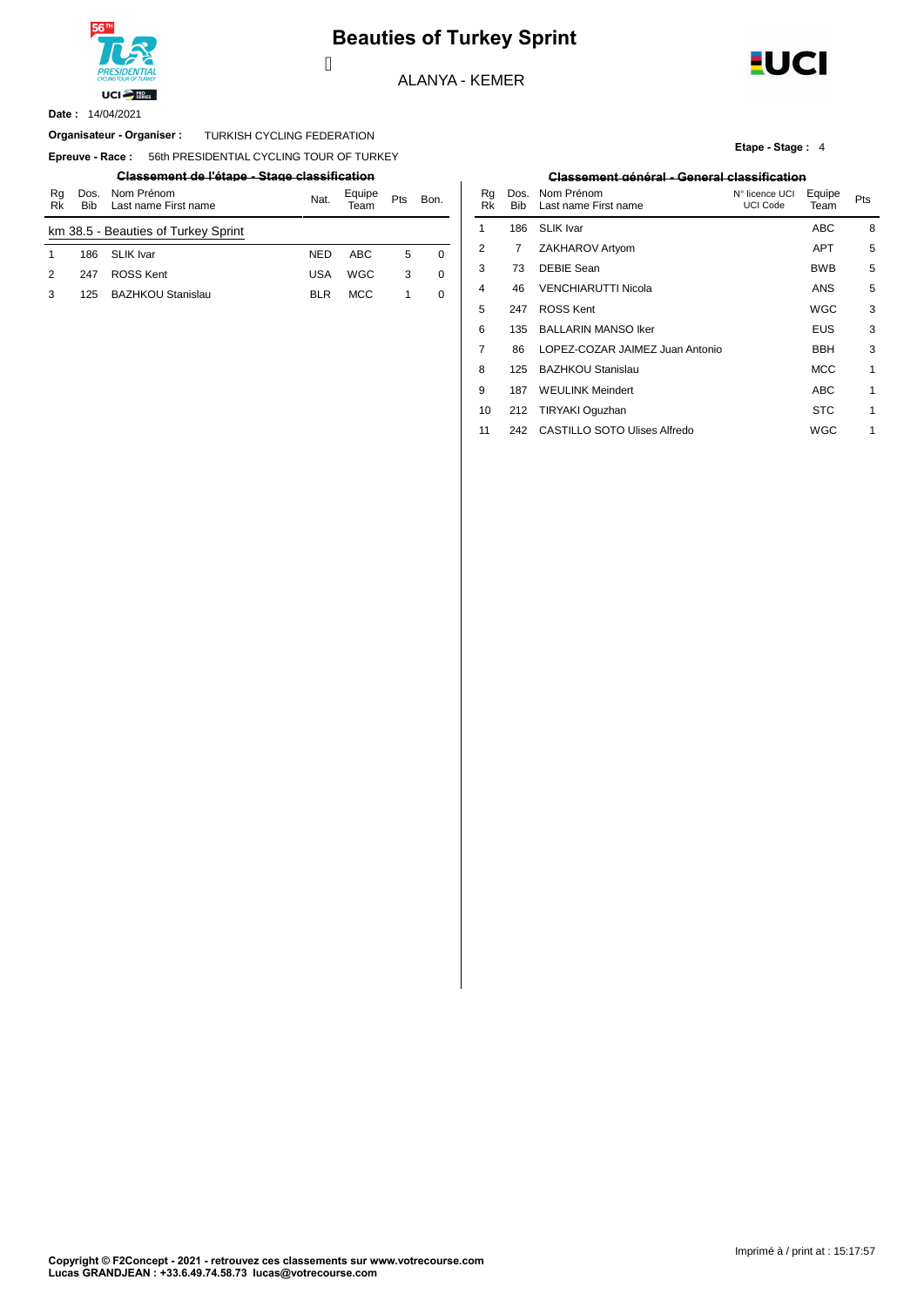# Beauties of Turkey Sprint

ALANYA - KEMER

**Date :** 14/04/2021

**Organisateur - Organiser :** TURKISH CYCLING FEDERATION

**Epreuve - Race :** 56th PRESIDENTIAL CYCLING TOUR OF TURKEY

**Etape - Stage :** 4

## Classement de l'étape - Stage classification

| Rg Rk | Dos. Bib | Nom Prénom Last name First name | Nat. | Equipe Team | Pts | Bon. |
|---|---|---|---|---|---|---|
| km 38.5 - Beauties of Turkey Sprint | | | | | | |
| 1 | 186 | SLIK Ivar | NED | ABC | 5 | 0 |
| 2 | 247 | ROSS Kent | USA | WGC | 3 | 0 |
| 3 | 125 | BAZHKOU Stanislau | BLR | MCC | 1 | 0 |

## Classement général - General classification

| Rg Rk | Dos. Bib | Nom Prénom Last name First name | N° licence UCI UCI Code | Equipe Team | Pts |
|---|---|---|---|---|---|
| 1 | 186 | SLIK Ivar | | ABC | 8 |
| 2 | 7 | ZAKHAROV Artyom | | APT | 5 |
| 3 | 73 | DEBIE Sean | | BWB | 5 |
| 4 | 46 | VENCHIARUTTI Nicola | | ANS | 5 |
| 5 | 247 | ROSS Kent | | WGC | 3 |
| 6 | 135 | BALLARIN MANSO Iker | | EUS | 3 |
| 7 | 86 | LOPEZ-COZAR JAIMEZ Juan Antonio | | BBH | 3 |
| 8 | 125 | BAZHKOU Stanislau | | MCC | 1 |
| 9 | 187 | WEULINK Meindert | | ABC | 1 |
| 10 | 212 | TIRYAKI Oguzhan | | STC | 1 |
| 11 | 242 | CASTILLO SOTO Ulises Alfredo | | WGC | 1 |

Imprimé à / print at : 15:17:57

**Copyright © F2Concept - 2021 - retrouvez ces classements sur www.votrecourse.com**
**Lucas GRANDJEAN : +33.6.49.74.58.73 lucas@votrecourse.com**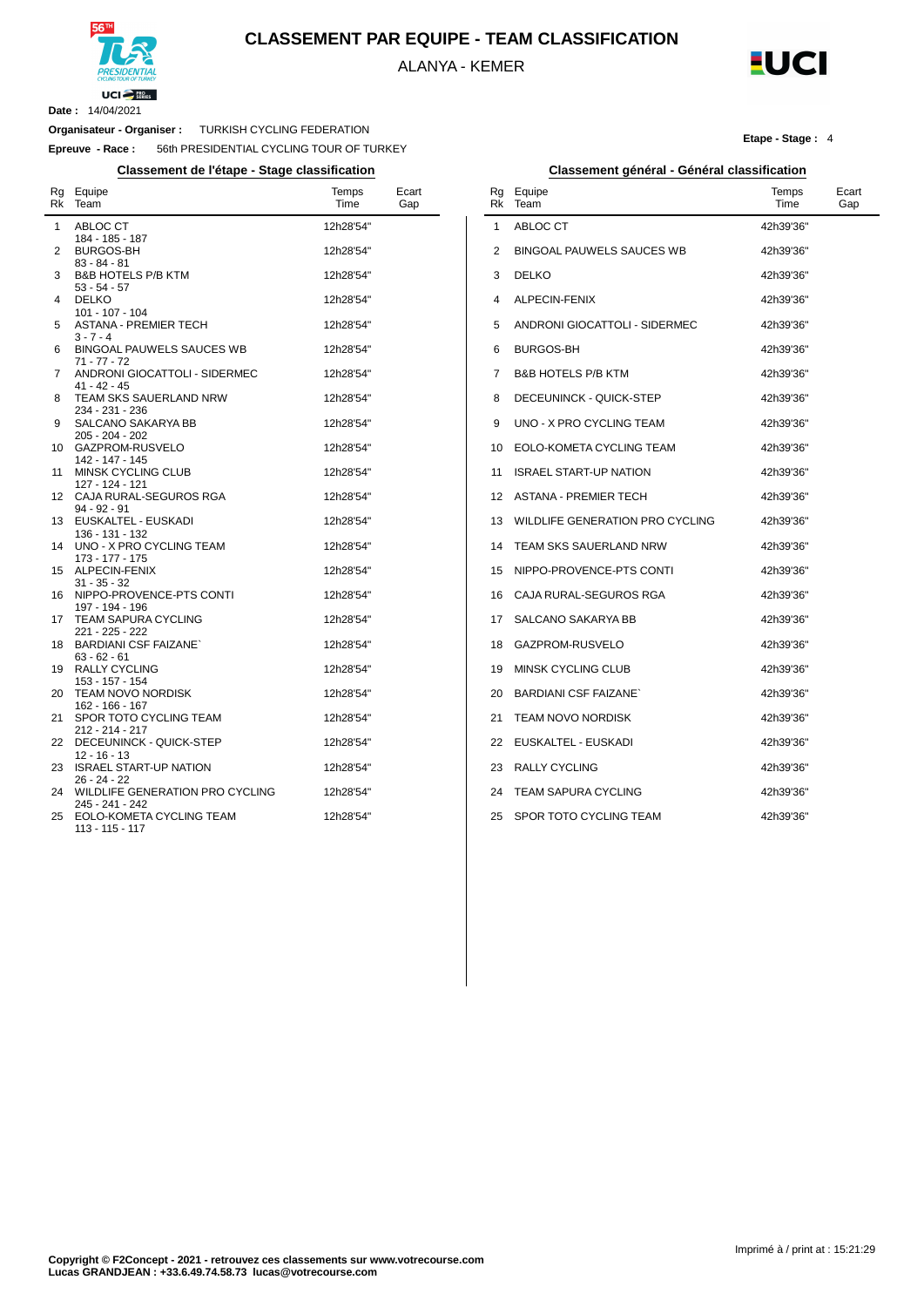# CLASSEMENT PAR EQUIPE - TEAM CLASSIFICATION

ALANYA - KEMER

**Date :** 14/04/2021

**Organisateur - Organiser :** TURKISH CYCLING FEDERATION

**Epreuve - Race :** 56th PRESIDENTIAL CYCLING TOUR OF TURKEY

**Etape - Stage :** 4

## Classement de l'étape - Stage classification

| Rg Rk | Equipe Team | Temps Time | Ecart Gap |
|---|---|---|---|
| 1 | ABLOC CT<br>184 - 185 - 187 | 12h28'54" | |
| 2 | BURGOS-BH<br>83 - 84 - 81 | 12h28'54" | |
| 3 | B&B HOTELS P/B KTM<br>53 - 54 - 57 | 12h28'54" | |
| 4 | DELKO<br>101 - 107 - 104 | 12h28'54" | |
| 5 | ASTANA - PREMIER TECH<br>3 - 7 - 4 | 12h28'54" | |
| 6 | BINGOAL PAUWELS SAUCES WB<br>71 - 77 - 72 | 12h28'54" | |
| 7 | ANDRONI GIOCATTOLI - SIDERMEC<br>41 - 42 - 45 | 12h28'54" | |
| 8 | TEAM SKS SAUERLAND NRW<br>234 - 231 - 236 | 12h28'54" | |
| 9 | SALCANO SAKARYA BB<br>205 - 204 - 202 | 12h28'54" | |
| 10 | GAZPROM-RUSVELO<br>142 - 147 - 145 | 12h28'54" | |
| 11 | MINSK CYCLING CLUB<br>127 - 124 - 121 | 12h28'54" | |
| 12 | CAJA RURAL-SEGUROS RGA<br>94 - 92 - 91 | 12h28'54" | |
| 13 | EUSKALTEL - EUSKADI<br>136 - 131 - 132 | 12h28'54" | |
| 14 | UNO - X PRO CYCLING TEAM<br>173 - 177 - 175 | 12h28'54" | |
| 15 | ALPECIN-FENIX<br>31 - 35 - 32 | 12h28'54" | |
| 16 | NIPPO-PROVENCE-PTS CONTI<br>197 - 194 - 196 | 12h28'54" | |
| 17 | TEAM SAPURA CYCLING<br>221 - 225 - 222 | 12h28'54" | |
| 18 | BARDIANI CSF FAIZANE`<br>63 - 62 - 61 | 12h28'54" | |
| 19 | RALLY CYCLING<br>153 - 157 - 154 | 12h28'54" | |
| 20 | TEAM NOVO NORDISK<br>162 - 166 - 167 | 12h28'54" | |
| 21 | SPOR TOTO CYCLING TEAM<br>212 - 214 - 217 | 12h28'54" | |
| 22 | DECEUNINCK - QUICK-STEP<br>12 - 16 - 13 | 12h28'54" | |
| 23 | ISRAEL START-UP NATION<br>26 - 24 - 22 | 12h28'54" | |
| 24 | WILDLIFE GENERATION PRO CYCLING<br>245 - 241 - 242 | 12h28'54" | |
| 25 | EOLO-KOMETA CYCLING TEAM<br>113 - 115 - 117 | 12h28'54" | |

## Classement général - Général classification

| Rg Rk | Equipe Team | Temps Time | Ecart Gap |
|---|---|---|---|
| 1 | ABLOC CT | 42h39'36" | |
| 2 | BINGOAL PAUWELS SAUCES WB | 42h39'36" | |
| 3 | DELKO | 42h39'36" | |
| 4 | ALPECIN-FENIX | 42h39'36" | |
| 5 | ANDRONI GIOCATTOLI - SIDERMEC | 42h39'36" | |
| 6 | BURGOS-BH | 42h39'36" | |
| 7 | B&B HOTELS P/B KTM | 42h39'36" | |
| 8 | DECEUNINCK - QUICK-STEP | 42h39'36" | |
| 9 | UNO - X PRO CYCLING TEAM | 42h39'36" | |
| 10 | EOLO-KOMETA CYCLING TEAM | 42h39'36" | |
| 11 | ISRAEL START-UP NATION | 42h39'36" | |
| 12 | ASTANA - PREMIER TECH | 42h39'36" | |
| 13 | WILDLIFE GENERATION PRO CYCLING | 42h39'36" | |
| 14 | TEAM SKS SAUERLAND NRW | 42h39'36" | |
| 15 | NIPPO-PROVENCE-PTS CONTI | 42h39'36" | |
| 16 | CAJA RURAL-SEGUROS RGA | 42h39'36" | |
| 17 | SALCANO SAKARYA BB | 42h39'36" | |
| 18 | GAZPROM-RUSVELO | 42h39'36" | |
| 19 | MINSK CYCLING CLUB | 42h39'36" | |
| 20 | BARDIANI CSF FAIZANE` | 42h39'36" | |
| 21 | TEAM NOVO NORDISK | 42h39'36" | |
| 22 | EUSKALTEL - EUSKADI | 42h39'36" | |
| 23 | RALLY CYCLING | 42h39'36" | |
| 24 | TEAM SAPURA CYCLING | 42h39'36" | |
| 25 | SPOR TOTO CYCLING TEAM | 42h39'36" | |

Imprimé à / print at : 15:21:29

**Copyright © F2Concept - 2021 - retrouvez ces classements sur www.votrecourse.com**
**Lucas GRANDJEAN : +33.6.49.74.58.73 lucas@votrecourse.com**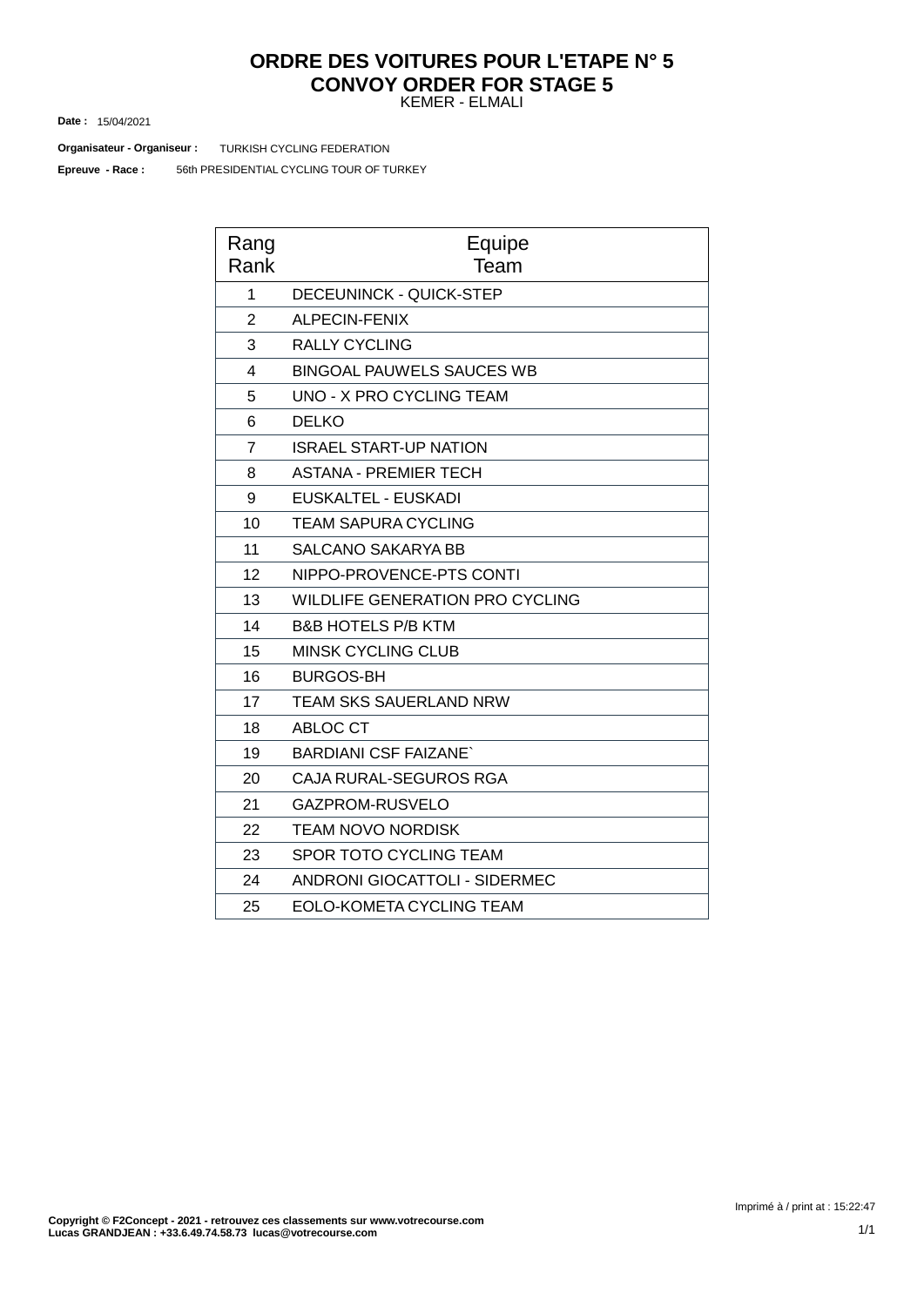# ORDRE DES VOITURES POUR L'ETAPE N° 5
# CONVOY ORDER FOR STAGE 5

KEMER - ELMALI

**Date :** 15/04/2021

**Organisateur - Organiseur :** TURKISH CYCLING FEDERATION

**Epreuve - Race :** 56th PRESIDENTIAL CYCLING TOUR OF TURKEY

| Rang Rank | Equipe Team |
|---|---|
| 1 | DECEUNINCK - QUICK-STEP |
| 2 | ALPECIN-FENIX |
| 3 | RALLY CYCLING |
| 4 | BINGOAL PAUWELS SAUCES WB |
| 5 | UNO - X PRO CYCLING TEAM |
| 6 | DELKO |
| 7 | ISRAEL START-UP NATION |
| 8 | ASTANA - PREMIER TECH |
| 9 | EUSKALTEL - EUSKADI |
| 10 | TEAM SAPURA CYCLING |
| 11 | SALCANO SAKARYA BB |
| 12 | NIPPO-PROVENCE-PTS CONTI |
| 13 | WILDLIFE GENERATION PRO CYCLING |
| 14 | B&B HOTELS P/B KTM |
| 15 | MINSK CYCLING CLUB |
| 16 | BURGOS-BH |
| 17 | TEAM SKS SAUERLAND NRW |
| 18 | ABLOC CT |
| 19 | BARDIANI CSF FAIZANE` |
| 20 | CAJA RURAL-SEGUROS RGA |
| 21 | GAZPROM-RUSVELO |
| 22 | TEAM NOVO NORDISK |
| 23 | SPOR TOTO CYCLING TEAM |
| 24 | ANDRONI GIOCATTOLI - SIDERMEC |
| 25 | EOLO-KOMETA CYCLING TEAM |

Imprimé à / print at : 15:22:47

**Copyright © F2Concept - 2021 - retrouvez ces classements sur www.votrecourse.com**
**Lucas GRANDJEAN : +33.6.49.74.58.73 lucas@votrecourse.com**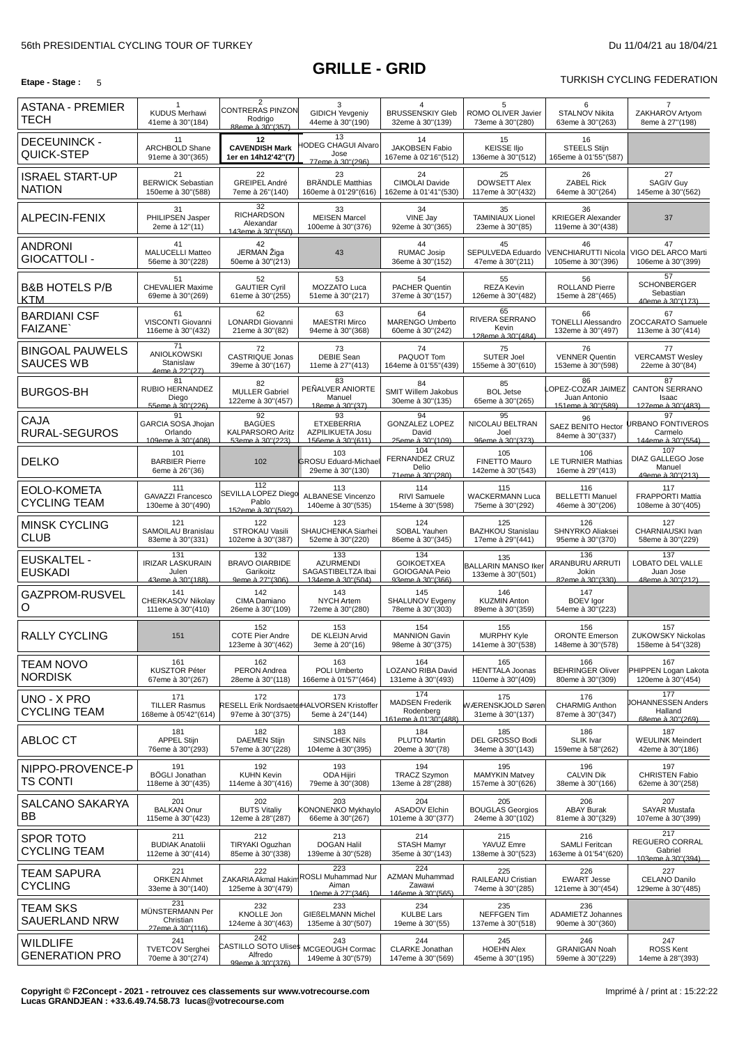56th PRESIDENTIAL CYCLING TOUR OF TURKEY

Du 11/04/21 au 18/04/21

# GRILLE - GRID

**Etape - Stage :** 5

TURKISH CYCLING FEDERATION

| | | | | | | | |
|---|---|---|---|---|---|---|---|
| ASTANA - PREMIER TECH | 1 KUDUS Merhawi 41eme à 30"(184) | 2 CONTRERAS PINZON Rodrigo 88eme à 30"(357) | 3 GIDICH Yevgeniy 44eme à 30"(190) | 4 BRUSSENSKIY Gleb 32eme à 30"(139) | 5 ROMO OLIVER Javier 73eme à 30"(280) | 6 STALNOV Nikita 63eme à 30"(263) | 7 ZAKHAROV Artyom 8eme à 27"(198) |
| DECEUNINCK - QUICK-STEP | 11 ARCHBOLD Shane 91eme à 30"(365) | **12 CAVENDISH Mark 1er en 14h12'42"(7)** | 13 HODEG CHAGUI Alvaro Jose 77eme à 30"(296) | 14 JAKOBSEN Fabio 167eme à 02'16"(512) | 15 KEISSE Iljo 136eme à 30"(512) | 16 STEELS Stijn 165eme à 01'55"(587) | |
| ISRAEL START-UP NATION | 21 BERWICK Sebastian 150eme à 30"(588) | 22 GREIPEL André 7eme à 26"(140) | 23 BRÄNDLE Matthias 160eme à 01'29"(616) | 24 CIMOLAI Davide 162eme à 01'41"(530) | 25 DOWSETT Alex 117eme à 30"(432) | 26 ZABEL Rick 64eme à 30"(264) | 27 SAGIV Guy 145eme à 30"(562) |
| ALPECIN-FENIX | 31 PHILIPSEN Jasper 2eme à 12"(11) | 32 RICHARDSON Alexandar 143eme à 30"(550) | 33 MEISEN Marcel 100eme à 30"(376) | 34 VINE Jay 92eme à 30"(365) | 35 TAMINIAUX Lionel 23eme à 30"(85) | 36 KRIEGER Alexander 119eme à 30"(438) | 37 |
| ANDRONI GIOCATTOLI - | 41 MALUCELLI Matteo 56eme à 30"(228) | 42 JERMAN Žiga 50eme à 30"(213) | 43 | 44 RUMAC Josip 36eme à 30"(152) | 45 SEPULVEDA Eduardo 47eme à 30"(211) | 46 VENCHIARUTTI Nicola 105eme à 30"(396) | 47 VIGO DEL ARCO Marti 106eme à 30"(399) |
| B&B HOTELS P/B KTM | 51 CHEVALIER Maxime 69eme à 30"(269) | 52 GAUTIER Cyril 61eme à 30"(255) | 53 MOZZATO Luca 51eme à 30"(217) | 54 PACHER Quentin 37eme à 30"(157) | 55 REZA Kevin 126eme à 30"(482) | 56 ROLLAND Pierre 15eme à 28"(465) | 57 SCHONBERGER Sebastian 40eme à 30"(173) |
| BARDIANI CSF FAIZANE` | 61 VISCONTI Giovanni 116eme à 30"(432) | 62 LONARDI Giovanni 21eme à 30"(82) | 63 MAESTRI Mirco 94eme à 30"(368) | 64 MARENGO Umberto 60eme à 30"(242) | 65 RIVERA SERRANO Kevin 128eme à 30"(484) | 66 TONELLI Alessandro 132eme à 30"(497) | 67 ZOCCARATO Samuele 113eme à 30"(414) |
| BINGOAL PAUWELS SAUCES WB | 71 ANIOLKOWSKI Stanislaw 4eme à 22"(27) | 72 CASTRIQUE Jonas 39eme à 30"(167) | 73 DEBIE Sean 11eme à 27"(413) | 74 PAQUOT Tom 164eme à 01'55"(439) | 75 SUTER Joel 155eme à 30"(610) | 76 VENNER Quentin 153eme à 30"(598) | 77 VERCAMST Wesley 22eme à 30"(84) |
| BURGOS-BH | 81 RUBIO HERNANDEZ Diego 55eme à 30"(226) | 82 MULLER Gabriel 122eme à 30"(457) | 83 PEÑALVER ANIORTE Manuel 18eme à 30"(37) | 84 SMIT Willem Jakobus 30eme à 30"(135) | 85 BOL Jetse 65eme à 30"(265) | 86 LOPEZ-COZAR JAIMEZ Juan Antonio 151eme à 30"(589) | 87 CANTON SERRANO Isaac 127eme à 30"(483) |
| CAJA RURAL-SEGUROS | 91 GARCIA SOSA Jhojan Orlando 109eme à 30"(408) | 92 BAGÜES KALPARSORO Aritz 53eme à 30"(223) | 93 ETXEBERRIA AZPILIKUETA Josu 156eme à 30"(611) | 94 GONZALEZ LOPEZ David 25eme à 30"(109) | 95 NICOLAU BELTRAN Joel 96eme à 30"(373) | 96 SAEZ BENITO Hector 84eme à 30"(337) | 97 URBANO FONTIVEROS Carmelo 144eme à 30"(554) |
| DELKO | 101 BARBIER Pierre 6eme à 26"(36) | 102 | 103 GROSU Eduard-Michael 29eme à 30"(130) | 104 FERNANDEZ CRUZ Delio 71eme à 30"(280) | 105 FINETTO Mauro 142eme à 30"(543) | 106 LE TURNIER Mathias 16eme à 29"(413) | 107 DIAZ GALLEGO Jose Manuel 49eme à 30"(213) |
| EOLO-KOMETA CYCLING TEAM | 111 GAVAZZI Francesco 130eme à 30"(490) | 112 SEVILLA LOPEZ Diego Pablo 152eme à 30"(592) | 113 ALBANESE Vincenzo 140eme à 30"(535) | 114 RIVI Samuele 154eme à 30"(598) | 115 WACKERMANN Luca 75eme à 30"(292) | 116 BELLETTI Manuel 46eme à 30"(206) | 117 FRAPPORTI Mattia 108eme à 30"(405) |
| MINSK CYCLING CLUB | 121 SAMOILAU Branislau 83eme à 30"(331) | 122 STROKAU Vasili 102eme à 30"(387) | 123 SHAUCHENKA Siarhei 52eme à 30"(220) | 124 SOBAL Yauhen 86eme à 30"(345) | 125 BAZHKOU Stanislau 17eme à 29"(441) | 126 SHNYRKO Aliaksei 95eme à 30"(370) | 127 CHARNIAUSKI Ivan 58eme à 30"(229) |
| EUSKALTEL - EUSKADI | 131 IRIZAR LASKURAIN Julen 43eme à 30"(188) | 132 BRAVO OIARBIDE Garikoitz 9eme à 27"(306) | 133 AZURMENDI SAGASTIBELTZA Ibai 134eme à 30"(504) | 134 GOIKOETXEA GOIOGANA Peio 93eme à 30"(366) | 135 BALLARIN MANSO Iker 133eme à 30"(501) | 136 ARANBURU ARRUTI Jokin 82eme à 30"(330) | 137 LOBATO DEL VALLE Juan Jose 48eme à 30"(212) |
| GAZPROM-RUSVELO | 141 CHERKASOV Nikolay 111eme à 30"(410) | 142 CIMA Damiano 26eme à 30"(109) | 143 NYCH Artem 72eme à 30"(280) | 145 SHALUNOV Evgeny 78eme à 30"(303) | 146 KUZMIN Anton 89eme à 30"(359) | 147 BOEV Igor 54eme à 30"(223) | |
| RALLY CYCLING | 151 | 152 COTE Pier Andre 123eme à 30"(462) | 153 DE KLEIJN Arvid 3eme à 20"(16) | 154 MANNION Gavin 98eme à 30"(375) | 155 MURPHY Kyle 141eme à 30"(538) | 156 ORONTE Emerson 148eme à 30"(578) | 157 ZUKOWSKY Nickolas 158eme à 54"(328) |
| TEAM NOVO NORDISK | 161 KUSZTOR Péter 67eme à 30"(267) | 162 PERON Andrea 28eme à 30"(118) | 163 POLI Umberto 166eme à 01'57"(464) | 164 LOZANO RIBA David 131eme à 30"(493) | 165 HENTTALA Joonas 110eme à 30"(409) | 166 BEHRINGER Oliver 80eme à 30"(309) | 167 PHIPPEN Logan Lakota 120eme à 30"(454) |
| UNO - X PRO CYCLING TEAM | 171 TILLER Rasmus 168eme à 05'42"(614) | 172 RESELL Erik Nordsaeter 97eme à 30"(375) | 173 HALVORSEN Kristoffer 5eme à 24"(144) | 174 MADSEN Frederik Rodenberg 161eme à 01'30"(488) | 175 WÆRENSKJOLD Søren 31eme à 30"(137) | 176 CHARMIG Anthon 87eme à 30"(347) | 177 JOHANNESSEN Anders Halland 68eme à 30"(269) |
| ABLOC CT | 181 APPEL Stijn 76eme à 30"(293) | 182 DAEMEN Stijn 57eme à 30"(228) | 183 SINSCHEK Nils 104eme à 30"(395) | 184 PLUTO Martin 20eme à 30"(78) | 185 DEL GROSSO Bodi 34eme à 30"(143) | 186 SLIK Ivar 159eme à 58"(262) | 187 WEULINK Meindert 42eme à 30"(186) |
| NIPPO-PROVENCE-PTS CONTI | 191 BÖGLI Jonathan 118eme à 30"(435) | 192 KUHN Kevin 114eme à 30"(416) | 193 ODA Hijiri 79eme à 30"(308) | 194 TRACZ Szymon 13eme à 28"(288) | 195 MAMYKIN Matvey 157eme à 30"(626) | 196 CALVIN Dik 38eme à 30"(166) | 197 CHRISTEN Fabio 62eme à 30"(258) |
| SALCANO SAKARYA BB | 201 BALKAN Onur 115eme à 30"(423) | 202 BUTS Vitaliy 12eme à 28"(287) | 203 KONONENKO Mykhaylo 66eme à 30"(267) | 204 ASADOV Elchin 101eme à 30"(377) | 205 BOUGLAS Georgios 24eme à 30"(102) | 206 ABAY Burak 81eme à 30"(329) | 207 SAYAR Mustafa 107eme à 30"(399) |
| SPOR TOTO CYCLING TEAM | 211 BUDIAK Anatolii 112eme à 30"(414) | 212 TIRYAKI Oguzhan 85eme à 30"(338) | 213 DOGAN Halil 139eme à 30"(528) | 214 STASH Mamyr 35eme à 30"(143) | 215 YAVUZ Emre 138eme à 30"(523) | 216 SAMLI Feritcan 163eme à 01'54"(620) | 217 REGUERO CORRAL Gabriel 103eme à 30"(394) |
| TEAM SAPURA CYCLING | 221 ORKEN Ahmet 33eme à 30"(140) | 222 ZAKARIA Akmal Hakim 125eme à 30"(479) | 223 ROSLI Muhammad Nur Aiman 10eme à 27"(346) | 224 AZMAN Muhammad Zawawi 146eme à 30"(565) | 225 RAILEANU Cristian 74eme à 30"(285) | 226 EWART Jesse 121eme à 30"(454) | 227 CELANO Danilo 129eme à 30"(485) |
| TEAM SKS SAUERLAND NRW | 231 MÜNSTERMANN Per Christian 27eme à 30"(116) | 232 KNOLLE Jon 124eme à 30"(463) | 233 GIEẞELMANN Michel 135eme à 30"(507) | 234 KULBE Lars 19eme à 30"(55) | 235 NEFFGEN Tim 137eme à 30"(518) | 236 ADAMIETZ Johannes 90eme à 30"(360) | |
| WILDLIFE GENERATION PRO | 241 TVETCOV Serghei 70eme à 30"(274) | 242 CASTILLO SOTO Ulises Alfredo 99eme à 30"(376) | 243 MCGEOUGH Cormac 149eme à 30"(579) | 244 CLARKE Jonathan 147eme à 30"(569) | 245 HOEHN Alex 45eme à 30"(195) | 246 GRANIGAN Noah 59eme à 30"(229) | 247 ROSS Kent 14eme à 28"(393) |

**Copyright © F2Concept - 2021 - retrouvez ces classements sur www.votrecourse.com**
**Lucas GRANDJEAN : +33.6.49.74.58.73 lucas@votrecourse.com**

Imprimé à / print at : 15:22:22